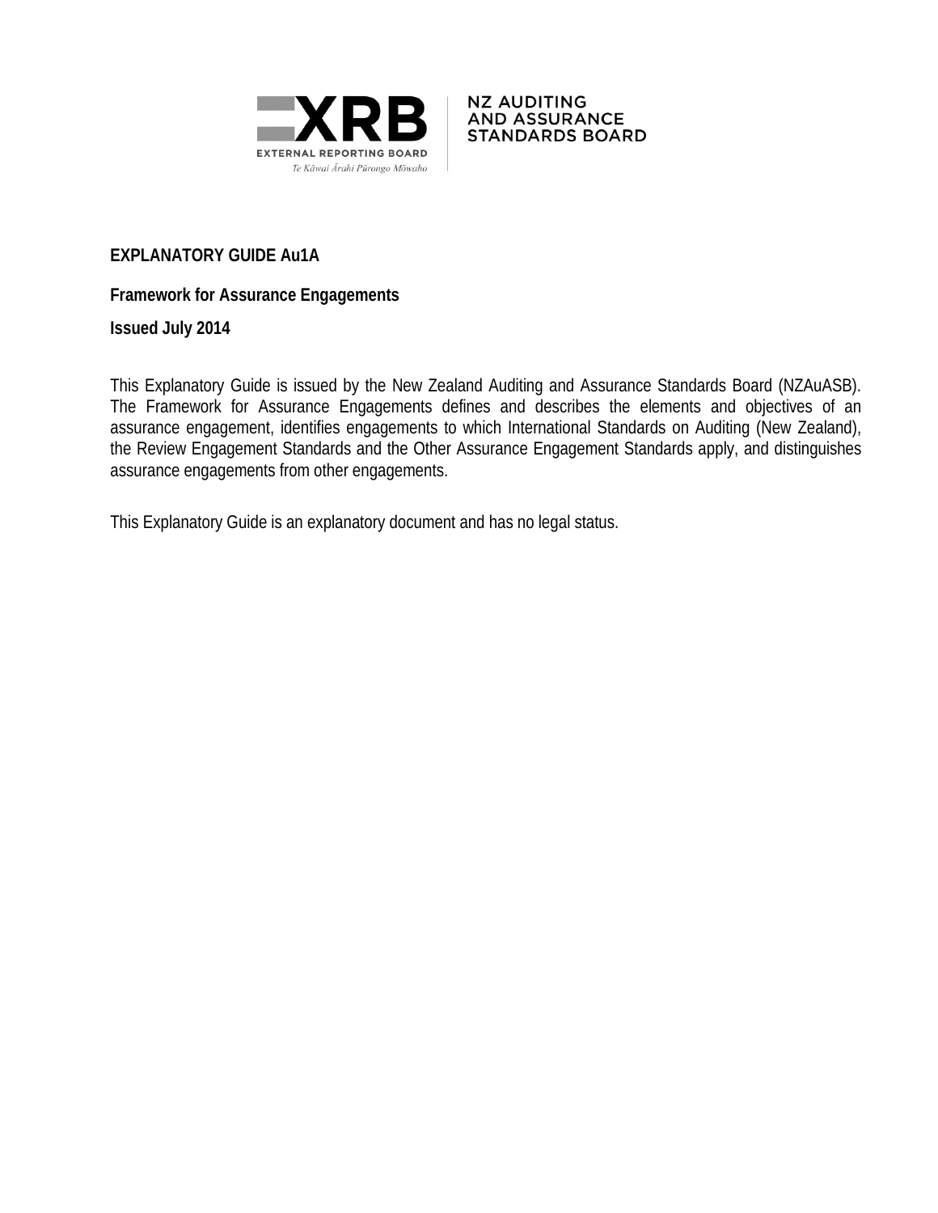XRB EXTERNAL REPORTING BOARD
Te Kāwai Ārahi Pūrongo Mōwaho

NZ AUDITING AND ASSURANCE STANDARDS BOARD

**EXPLANATORY GUIDE Au1A**

**Framework for Assurance Engagements**

**Issued July 2014**

This Explanatory Guide is issued by the New Zealand Auditing and Assurance Standards Board (NZAuASB). The Framework for Assurance Engagements defines and describes the elements and objectives of an assurance engagement, identifies engagements to which International Standards on Auditing (New Zealand), the Review Engagement Standards and the Other Assurance Engagement Standards apply, and distinguishes assurance engagements from other engagements.

This Explanatory Guide is an explanatory document and has no legal status.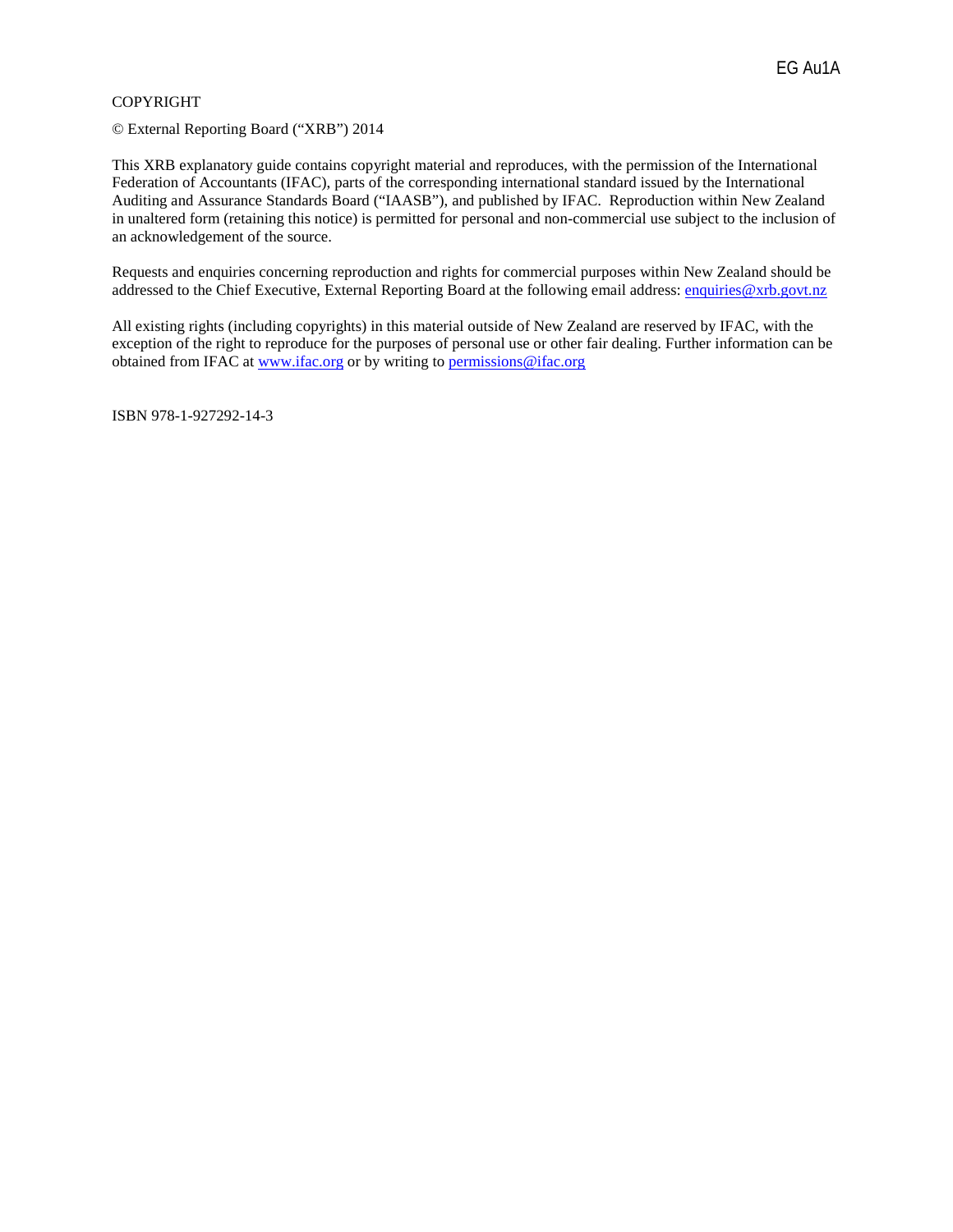COPYRIGHT

© External Reporting Board ("XRB") 2014

This XRB explanatory guide contains copyright material and reproduces, with the permission of the International Federation of Accountants (IFAC), parts of the corresponding international standard issued by the International Auditing and Assurance Standards Board ("IAASB"), and published by IFAC. Reproduction within New Zealand in unaltered form (retaining this notice) is permitted for personal and non-commercial use subject to the inclusion of an acknowledgement of the source.

Requests and enquiries concerning reproduction and rights for commercial purposes within New Zealand should be addressed to the Chief Executive, External Reporting Board at the following email address: enquiries@xrb.govt.nz

All existing rights (including copyrights) in this material outside of New Zealand are reserved by IFAC, with the exception of the right to reproduce for the purposes of personal use or other fair dealing. Further information can be obtained from IFAC at www.ifac.org or by writing to permissions@ifac.org

ISBN 978-1-927292-14-3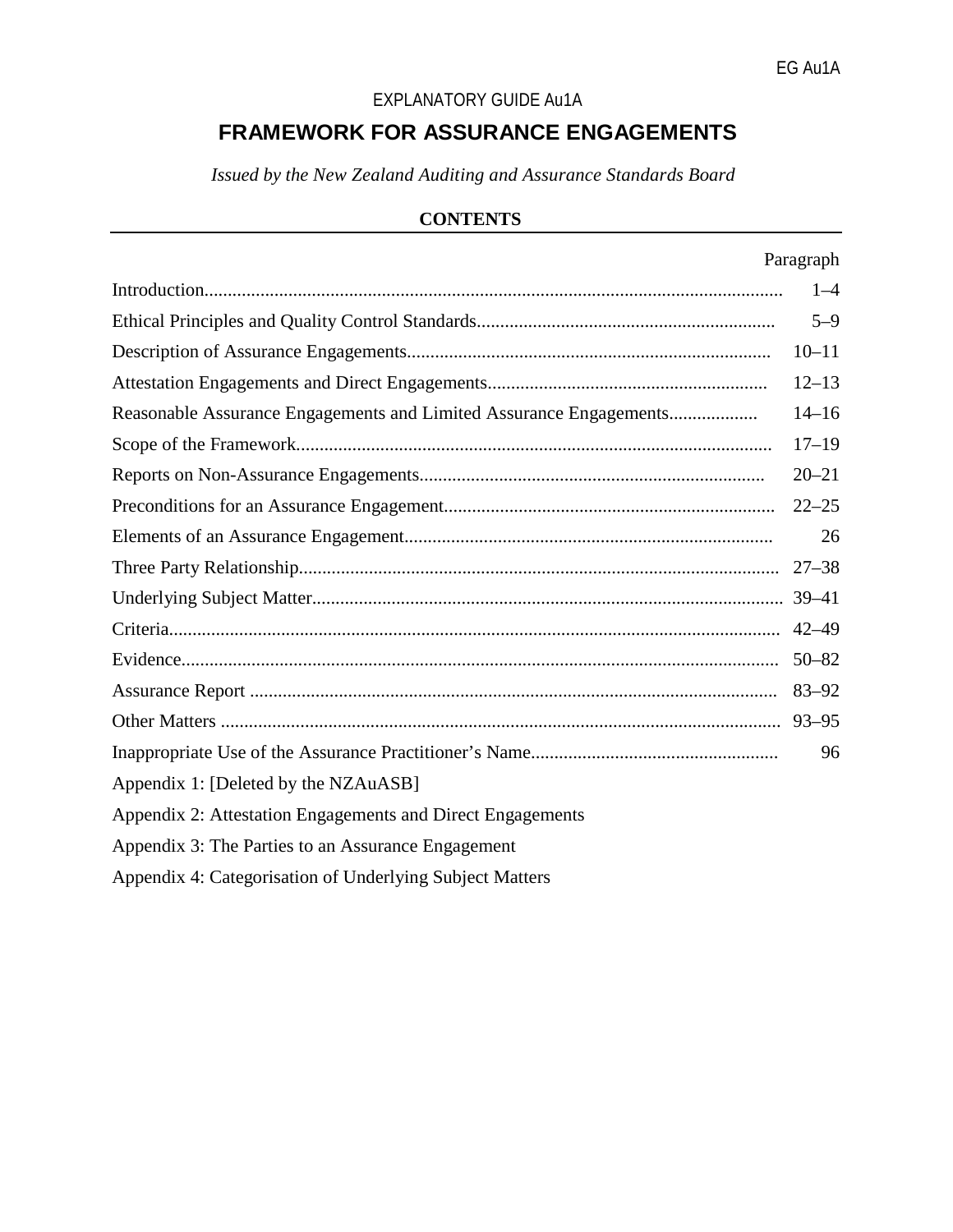EXPLANATORY GUIDE Au1A

# FRAMEWORK FOR ASSURANCE ENGAGEMENTS

*Issued by the New Zealand Auditing and Assurance Standards Board*

## CONTENTS

| | Paragraph |
|---|---|
| Introduction | 1–4 |
| Ethical Principles and Quality Control Standards | 5–9 |
| Description of Assurance Engagements | 10–11 |
| Attestation Engagements and Direct Engagements | 12–13 |
| Reasonable Assurance Engagements and Limited Assurance Engagements | 14–16 |
| Scope of the Framework | 17–19 |
| Reports on Non-Assurance Engagements | 20–21 |
| Preconditions for an Assurance Engagement | 22–25 |
| Elements of an Assurance Engagement | 26 |
| Three Party Relationship | 27–38 |
| Underlying Subject Matter | 39–41 |
| Criteria | 42–49 |
| Evidence | 50–82 |
| Assurance Report | 83–92 |
| Other Matters | 93–95 |
| Inappropriate Use of the Assurance Practitioner's Name | 96 |

Appendix 1: [Deleted by the NZAuASB]

Appendix 2: Attestation Engagements and Direct Engagements

Appendix 3: The Parties to an Assurance Engagement

Appendix 4: Categorisation of Underlying Subject Matters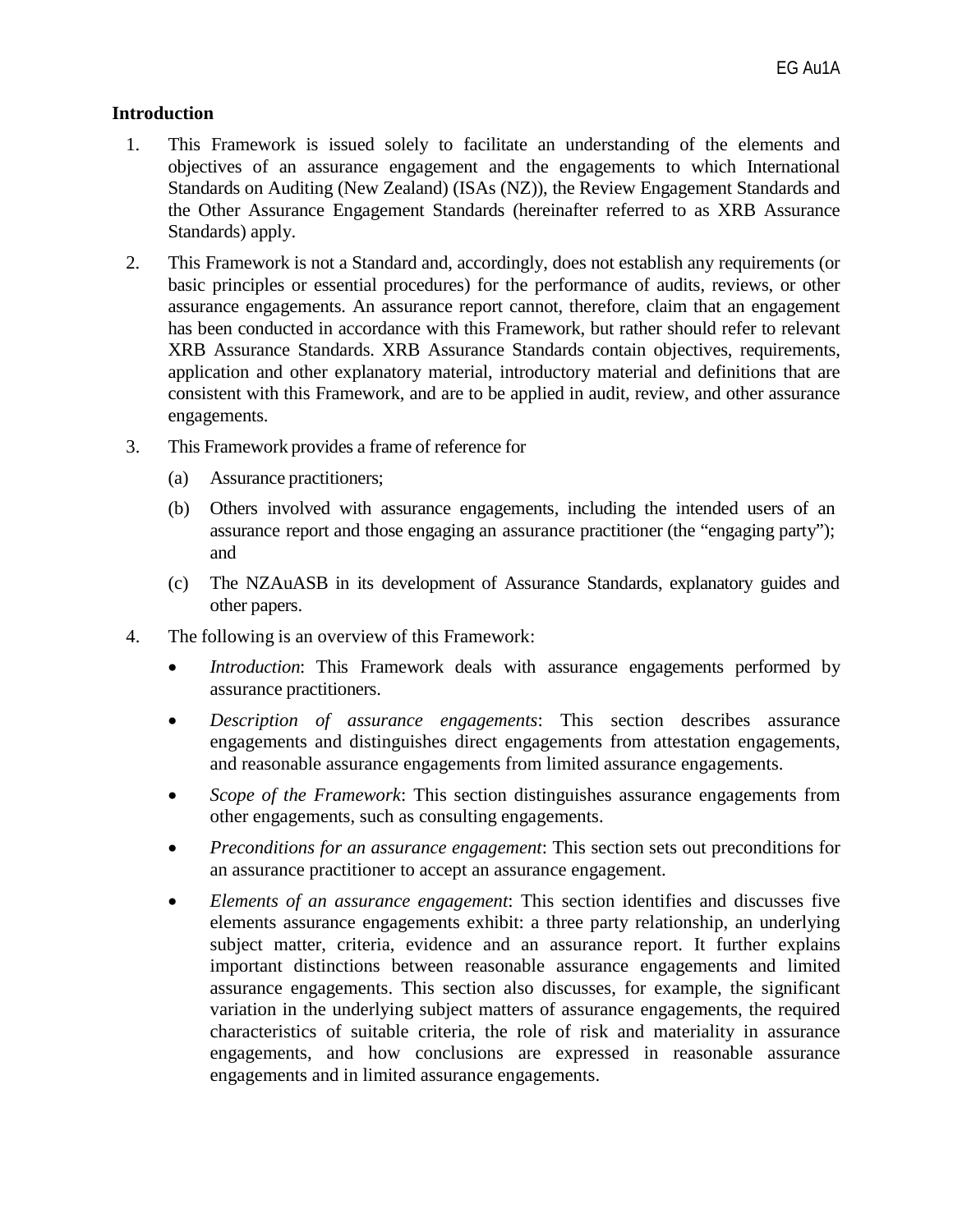## Introduction

1. This Framework is issued solely to facilitate an understanding of the elements and objectives of an assurance engagement and the engagements to which International Standards on Auditing (New Zealand) (ISAs (NZ)), the Review Engagement Standards and the Other Assurance Engagement Standards (hereinafter referred to as XRB Assurance Standards) apply.

2. This Framework is not a Standard and, accordingly, does not establish any requirements (or basic principles or essential procedures) for the performance of audits, reviews, or other assurance engagements. An assurance report cannot, therefore, claim that an engagement has been conducted in accordance with this Framework, but rather should refer to relevant XRB Assurance Standards. XRB Assurance Standards contain objectives, requirements, application and other explanatory material, introductory material and definitions that are consistent with this Framework, and are to be applied in audit, review, and other assurance engagements.

3. This Framework provides a frame of reference for

   (a) Assurance practitioners;

   (b) Others involved with assurance engagements, including the intended users of an assurance report and those engaging an assurance practitioner (the "engaging party"); and

   (c) The NZAuASB in its development of Assurance Standards, explanatory guides and other papers.

4. The following is an overview of this Framework:

   - *Introduction*: This Framework deals with assurance engagements performed by assurance practitioners.
   - *Description of assurance engagements*: This section describes assurance engagements and distinguishes direct engagements from attestation engagements, and reasonable assurance engagements from limited assurance engagements.
   - *Scope of the Framework*: This section distinguishes assurance engagements from other engagements, such as consulting engagements.
   - *Preconditions for an assurance engagement*: This section sets out preconditions for an assurance practitioner to accept an assurance engagement.
   - *Elements of an assurance engagement*: This section identifies and discusses five elements assurance engagements exhibit: a three party relationship, an underlying subject matter, criteria, evidence and an assurance report. It further explains important distinctions between reasonable assurance engagements and limited assurance engagements. This section also discusses, for example, the significant variation in the underlying subject matters of assurance engagements, the required characteristics of suitable criteria, the role of risk and materiality in assurance engagements, and how conclusions are expressed in reasonable assurance engagements and in limited assurance engagements.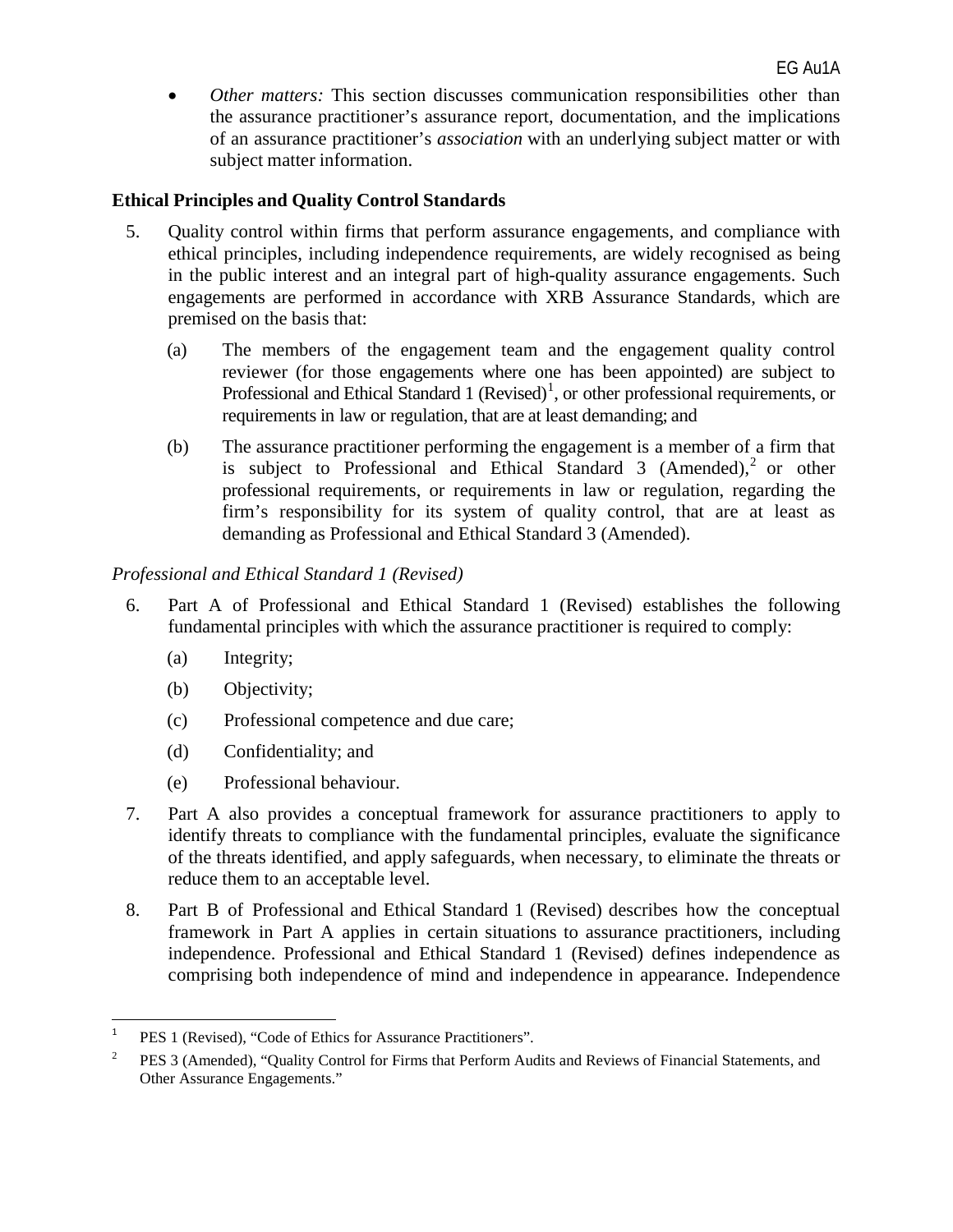- *Other matters:* This section discusses communication responsibilities other than the assurance practitioner's assurance report, documentation, and the implications of an assurance practitioner's *association* with an underlying subject matter or with subject matter information.

## Ethical Principles and Quality Control Standards

5. Quality control within firms that perform assurance engagements, and compliance with ethical principles, including independence requirements, are widely recognised as being in the public interest and an integral part of high-quality assurance engagements. Such engagements are performed in accordance with XRB Assurance Standards, which are premised on the basis that:

   (a) The members of the engagement team and the engagement quality control reviewer (for those engagements where one has been appointed) are subject to Professional and Ethical Standard 1 (Revised)[1], or other professional requirements, or requirements in law or regulation, that are at least demanding; and

   (b) The assurance practitioner performing the engagement is a member of a firm that is subject to Professional and Ethical Standard 3 (Amended),[2] or other professional requirements, or requirements in law or regulation, regarding the firm's responsibility for its system of quality control, that are at least as demanding as Professional and Ethical Standard 3 (Amended).

### *Professional and Ethical Standard 1 (Revised)*

6. Part A of Professional and Ethical Standard 1 (Revised) establishes the following fundamental principles with which the assurance practitioner is required to comply:

   (a) Integrity;

   (b) Objectivity;

   (c) Professional competence and due care;

   (d) Confidentiality; and

   (e) Professional behaviour.

7. Part A also provides a conceptual framework for assurance practitioners to apply to identify threats to compliance with the fundamental principles, evaluate the significance of the threats identified, and apply safeguards, when necessary, to eliminate the threats or reduce them to an acceptable level.

8. Part B of Professional and Ethical Standard 1 (Revised) describes how the conceptual framework in Part A applies in certain situations to assurance practitioners, including independence. Professional and Ethical Standard 1 (Revised) defines independence as comprising both independence of mind and independence in appearance. Independence

---

[1] PES 1 (Revised), "Code of Ethics for Assurance Practitioners".

[2] PES 3 (Amended), "Quality Control for Firms that Perform Audits and Reviews of Financial Statements, and Other Assurance Engagements."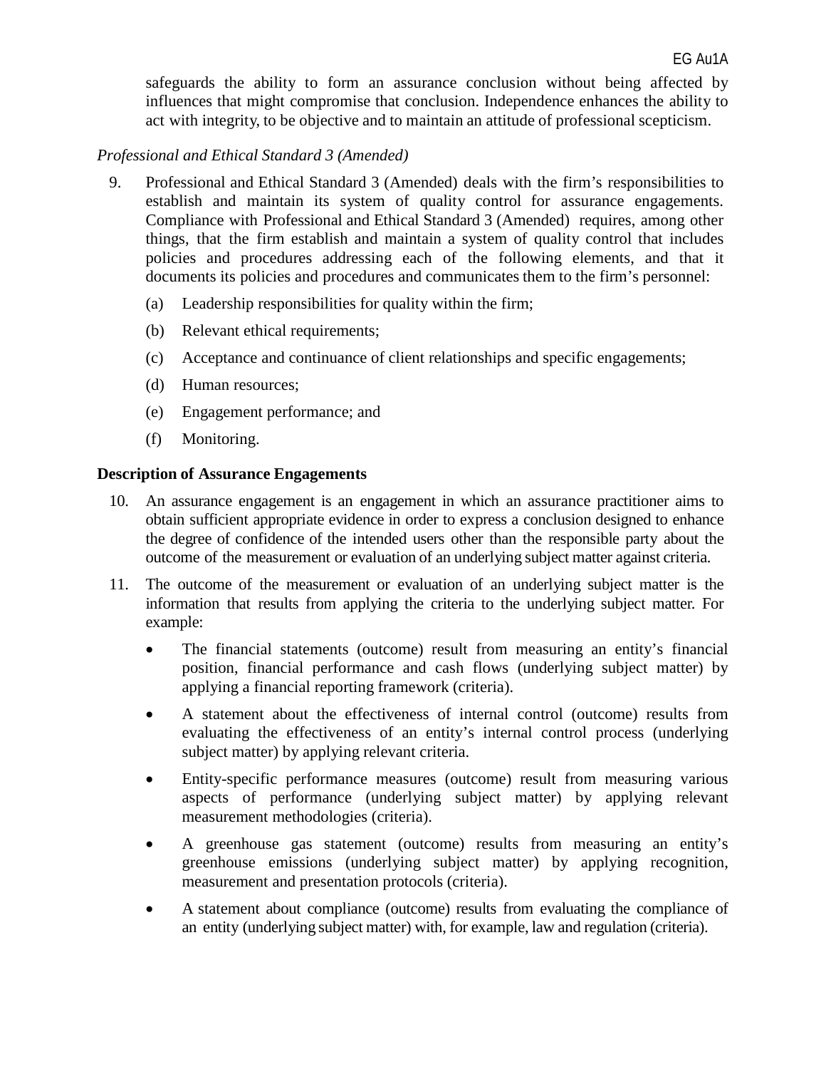safeguards the ability to form an assurance conclusion without being affected by influences that might compromise that conclusion. Independence enhances the ability to act with integrity, to be objective and to maintain an attitude of professional scepticism.

*Professional and Ethical Standard 3 (Amended)*

9. Professional and Ethical Standard 3 (Amended) deals with the firm's responsibilities to establish and maintain its system of quality control for assurance engagements. Compliance with Professional and Ethical Standard 3 (Amended) requires, among other things, that the firm establish and maintain a system of quality control that includes policies and procedures addressing each of the following elements, and that it documents its policies and procedures and communicates them to the firm's personnel:

   (a) Leadership responsibilities for quality within the firm;

   (b) Relevant ethical requirements;

   (c) Acceptance and continuance of client relationships and specific engagements;

   (d) Human resources;

   (e) Engagement performance; and

   (f) Monitoring.

**Description of Assurance Engagements**

10. An assurance engagement is an engagement in which an assurance practitioner aims to obtain sufficient appropriate evidence in order to express a conclusion designed to enhance the degree of confidence of the intended users other than the responsible party about the outcome of the measurement or evaluation of an underlying subject matter against criteria.

11. The outcome of the measurement or evaluation of an underlying subject matter is the information that results from applying the criteria to the underlying subject matter. For example:

    - The financial statements (outcome) result from measuring an entity's financial position, financial performance and cash flows (underlying subject matter) by applying a financial reporting framework (criteria).
    - A statement about the effectiveness of internal control (outcome) results from evaluating the effectiveness of an entity's internal control process (underlying subject matter) by applying relevant criteria.
    - Entity-specific performance measures (outcome) result from measuring various aspects of performance (underlying subject matter) by applying relevant measurement methodologies (criteria).
    - A greenhouse gas statement (outcome) results from measuring an entity's greenhouse emissions (underlying subject matter) by applying recognition, measurement and presentation protocols (criteria).
    - A statement about compliance (outcome) results from evaluating the compliance of an entity (underlying subject matter) with, for example, law and regulation (criteria).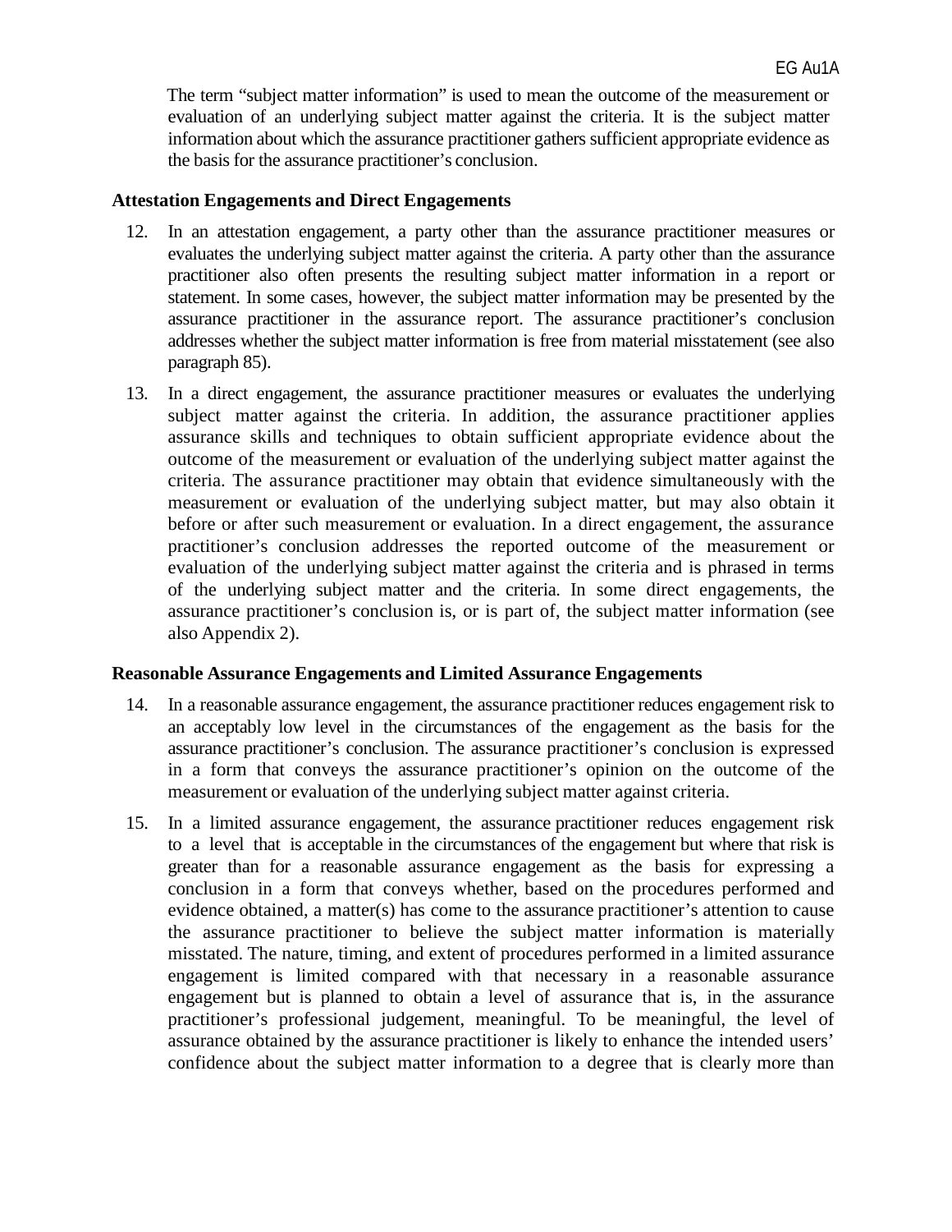The term "subject matter information" is used to mean the outcome of the measurement or evaluation of an underlying subject matter against the criteria. It is the subject matter information about which the assurance practitioner gathers sufficient appropriate evidence as the basis for the assurance practitioner's conclusion.

### Attestation Engagements and Direct Engagements

12. In an attestation engagement, a party other than the assurance practitioner measures or evaluates the underlying subject matter against the criteria. A party other than the assurance practitioner also often presents the resulting subject matter information in a report or statement. In some cases, however, the subject matter information may be presented by the assurance practitioner in the assurance report. The assurance practitioner's conclusion addresses whether the subject matter information is free from material misstatement (see also paragraph 85).

13. In a direct engagement, the assurance practitioner measures or evaluates the underlying subject matter against the criteria. In addition, the assurance practitioner applies assurance skills and techniques to obtain sufficient appropriate evidence about the outcome of the measurement or evaluation of the underlying subject matter against the criteria. The assurance practitioner may obtain that evidence simultaneously with the measurement or evaluation of the underlying subject matter, but may also obtain it before or after such measurement or evaluation. In a direct engagement, the assurance practitioner's conclusion addresses the reported outcome of the measurement or evaluation of the underlying subject matter against the criteria and is phrased in terms of the underlying subject matter and the criteria. In some direct engagements, the assurance practitioner's conclusion is, or is part of, the subject matter information (see also Appendix 2).

### Reasonable Assurance Engagements and Limited Assurance Engagements

14. In a reasonable assurance engagement, the assurance practitioner reduces engagement risk to an acceptably low level in the circumstances of the engagement as the basis for the assurance practitioner's conclusion. The assurance practitioner's conclusion is expressed in a form that conveys the assurance practitioner's opinion on the outcome of the measurement or evaluation of the underlying subject matter against criteria.

15. In a limited assurance engagement, the assurance practitioner reduces engagement risk to a level that is acceptable in the circumstances of the engagement but where that risk is greater than for a reasonable assurance engagement as the basis for expressing a conclusion in a form that conveys whether, based on the procedures performed and evidence obtained, a matter(s) has come to the assurance practitioner's attention to cause the assurance practitioner to believe the subject matter information is materially misstated. The nature, timing, and extent of procedures performed in a limited assurance engagement is limited compared with that necessary in a reasonable assurance engagement but is planned to obtain a level of assurance that is, in the assurance practitioner's professional judgement, meaningful. To be meaningful, the level of assurance obtained by the assurance practitioner is likely to enhance the intended users' confidence about the subject matter information to a degree that is clearly more than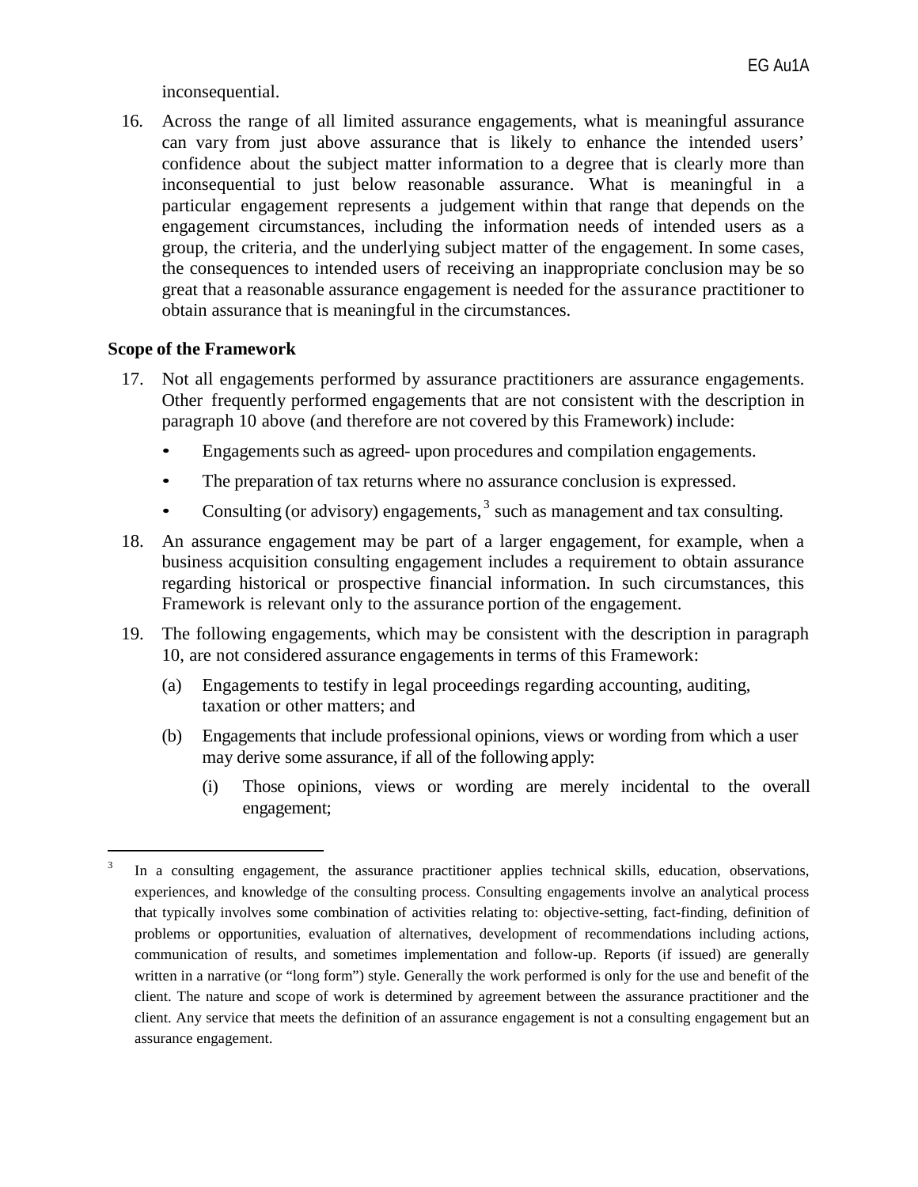inconsequential.

16. Across the range of all limited assurance engagements, what is meaningful assurance can vary from just above assurance that is likely to enhance the intended users' confidence about the subject matter information to a degree that is clearly more than inconsequential to just below reasonable assurance. What is meaningful in a particular engagement represents a judgement within that range that depends on the engagement circumstances, including the information needs of intended users as a group, the criteria, and the underlying subject matter of the engagement. In some cases, the consequences to intended users of receiving an inappropriate conclusion may be so great that a reasonable assurance engagement is needed for the assurance practitioner to obtain assurance that is meaningful in the circumstances.

### Scope of the Framework

17. Not all engagements performed by assurance practitioners are assurance engagements. Other frequently performed engagements that are not consistent with the description in paragraph 10 above (and therefore are not covered by this Framework) include:
    - Engagements such as agreed- upon procedures and compilation engagements.
    - The preparation of tax returns where no assurance conclusion is expressed.
    - Consulting (or advisory) engagements,[3] such as management and tax consulting.

18. An assurance engagement may be part of a larger engagement, for example, when a business acquisition consulting engagement includes a requirement to obtain assurance regarding historical or prospective financial information. In such circumstances, this Framework is relevant only to the assurance portion of the engagement.

19. The following engagements, which may be consistent with the description in paragraph 10, are not considered assurance engagements in terms of this Framework:
    (a) Engagements to testify in legal proceedings regarding accounting, auditing, taxation or other matters; and
    (b) Engagements that include professional opinions, views or wording from which a user may derive some assurance, if all of the following apply:
        (i) Those opinions, views or wording are merely incidental to the overall engagement;

---

[3] In a consulting engagement, the assurance practitioner applies technical skills, education, observations, experiences, and knowledge of the consulting process. Consulting engagements involve an analytical process that typically involves some combination of activities relating to: objective-setting, fact-finding, definition of problems or opportunities, evaluation of alternatives, development of recommendations including actions, communication of results, and sometimes implementation and follow-up. Reports (if issued) are generally written in a narrative (or "long form") style. Generally the work performed is only for the use and benefit of the client. The nature and scope of work is determined by agreement between the assurance practitioner and the client. Any service that meets the definition of an assurance engagement is not a consulting engagement but an assurance engagement.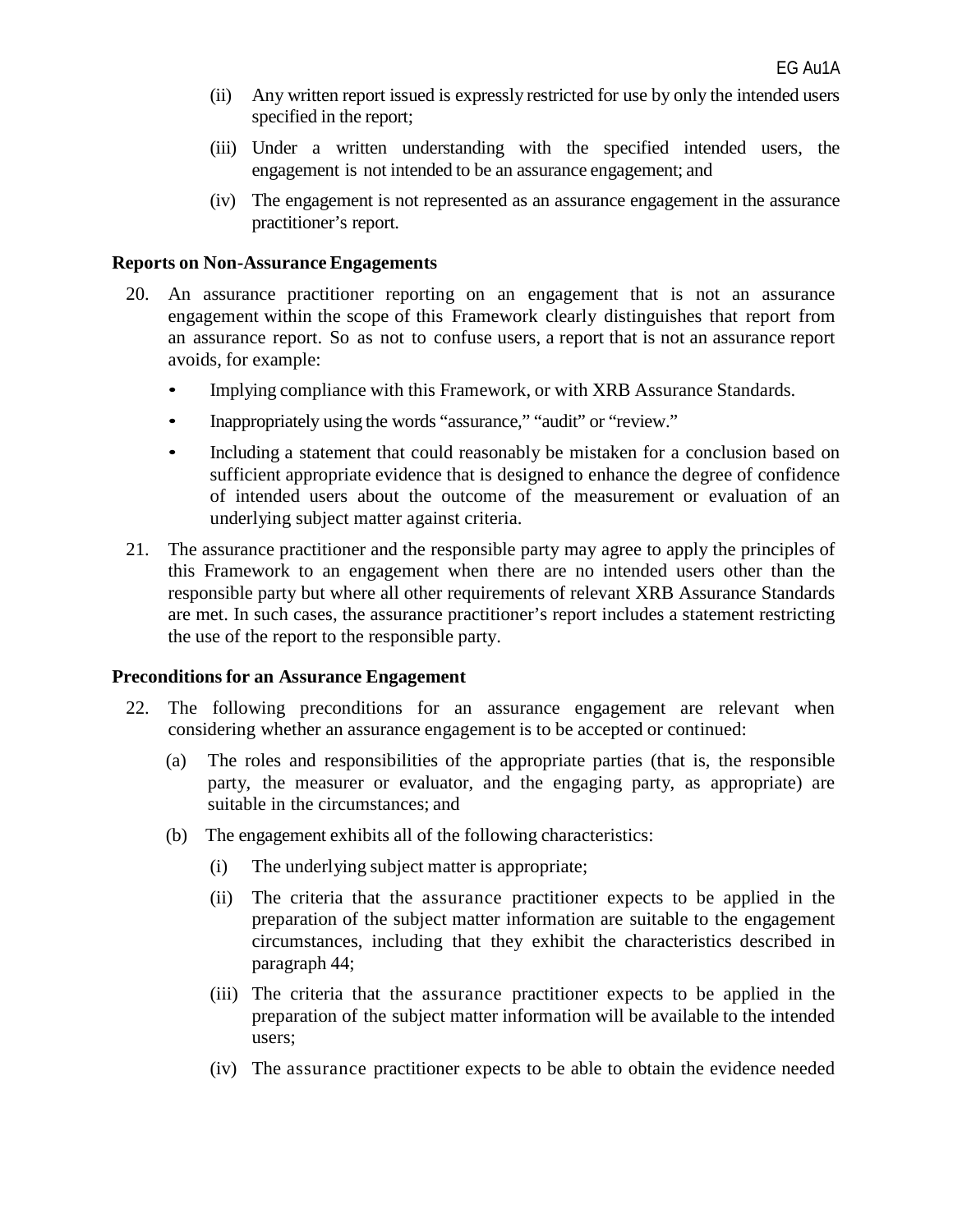(ii) Any written report issued is expressly restricted for use by only the intended users specified in the report;

(iii) Under a written understanding with the specified intended users, the engagement is not intended to be an assurance engagement; and

(iv) The engagement is not represented as an assurance engagement in the assurance practitioner's report.

**Reports on Non-Assurance Engagements**

20. An assurance practitioner reporting on an engagement that is not an assurance engagement within the scope of this Framework clearly distinguishes that report from an assurance report. So as not to confuse users, a report that is not an assurance report avoids, for example:

    - Implying compliance with this Framework, or with XRB Assurance Standards.
    - Inappropriately using the words "assurance," "audit" or "review."
    - Including a statement that could reasonably be mistaken for a conclusion based on sufficient appropriate evidence that is designed to enhance the degree of confidence of intended users about the outcome of the measurement or evaluation of an underlying subject matter against criteria.

21. The assurance practitioner and the responsible party may agree to apply the principles of this Framework to an engagement when there are no intended users other than the responsible party but where all other requirements of relevant XRB Assurance Standards are met. In such cases, the assurance practitioner's report includes a statement restricting the use of the report to the responsible party.

**Preconditions for an Assurance Engagement**

22. The following preconditions for an assurance engagement are relevant when considering whether an assurance engagement is to be accepted or continued:

    (a) The roles and responsibilities of the appropriate parties (that is, the responsible party, the measurer or evaluator, and the engaging party, as appropriate) are suitable in the circumstances; and

    (b) The engagement exhibits all of the following characteristics:

        (i) The underlying subject matter is appropriate;

        (ii) The criteria that the assurance practitioner expects to be applied in the preparation of the subject matter information are suitable to the engagement circumstances, including that they exhibit the characteristics described in paragraph 44;

        (iii) The criteria that the assurance practitioner expects to be applied in the preparation of the subject matter information will be available to the intended users;

        (iv) The assurance practitioner expects to be able to obtain the evidence needed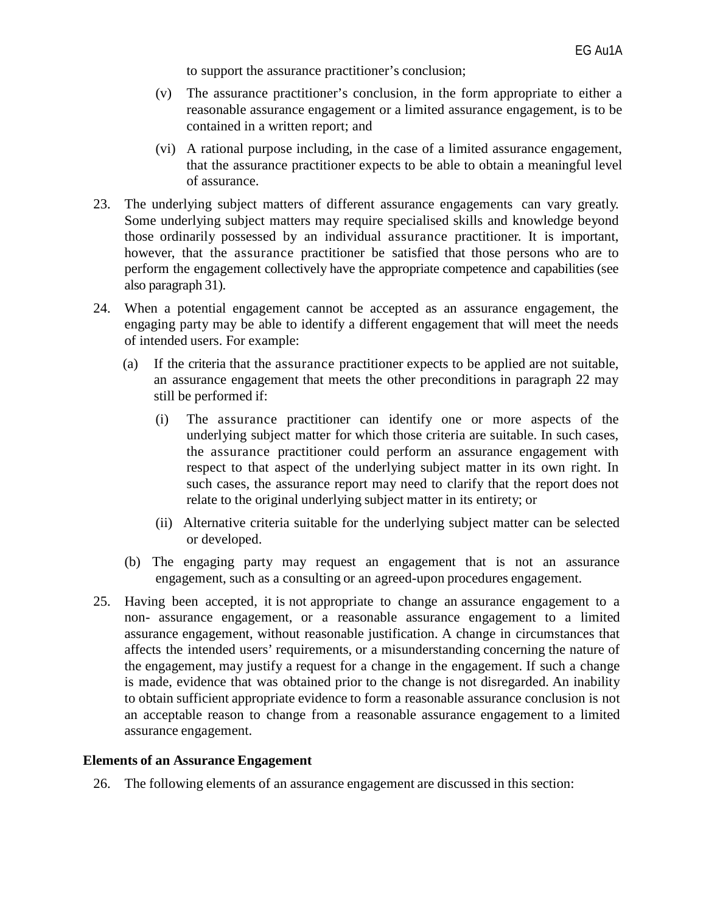to support the assurance practitioner's conclusion;

(v) The assurance practitioner's conclusion, in the form appropriate to either a reasonable assurance engagement or a limited assurance engagement, is to be contained in a written report; and

(vi) A rational purpose including, in the case of a limited assurance engagement, that the assurance practitioner expects to be able to obtain a meaningful level of assurance.

23. The underlying subject matters of different assurance engagements can vary greatly. Some underlying subject matters may require specialised skills and knowledge beyond those ordinarily possessed by an individual assurance practitioner. It is important, however, that the assurance practitioner be satisfied that those persons who are to perform the engagement collectively have the appropriate competence and capabilities (see also paragraph 31).

24. When a potential engagement cannot be accepted as an assurance engagement, the engaging party may be able to identify a different engagement that will meet the needs of intended users. For example:

   (a) If the criteria that the assurance practitioner expects to be applied are not suitable, an assurance engagement that meets the other preconditions in paragraph 22 may still be performed if:

      (i) The assurance practitioner can identify one or more aspects of the underlying subject matter for which those criteria are suitable. In such cases, the assurance practitioner could perform an assurance engagement with respect to that aspect of the underlying subject matter in its own right. In such cases, the assurance report may need to clarify that the report does not relate to the original underlying subject matter in its entirety; or

      (ii) Alternative criteria suitable for the underlying subject matter can be selected or developed.

   (b) The engaging party may request an engagement that is not an assurance engagement, such as a consulting or an agreed-upon procedures engagement.

25. Having been accepted, it is not appropriate to change an assurance engagement to a non- assurance engagement, or a reasonable assurance engagement to a limited assurance engagement, without reasonable justification. A change in circumstances that affects the intended users' requirements, or a misunderstanding concerning the nature of the engagement, may justify a request for a change in the engagement. If such a change is made, evidence that was obtained prior to the change is not disregarded. An inability to obtain sufficient appropriate evidence to form a reasonable assurance conclusion is not an acceptable reason to change from a reasonable assurance engagement to a limited assurance engagement.

### Elements of an Assurance Engagement

26. The following elements of an assurance engagement are discussed in this section: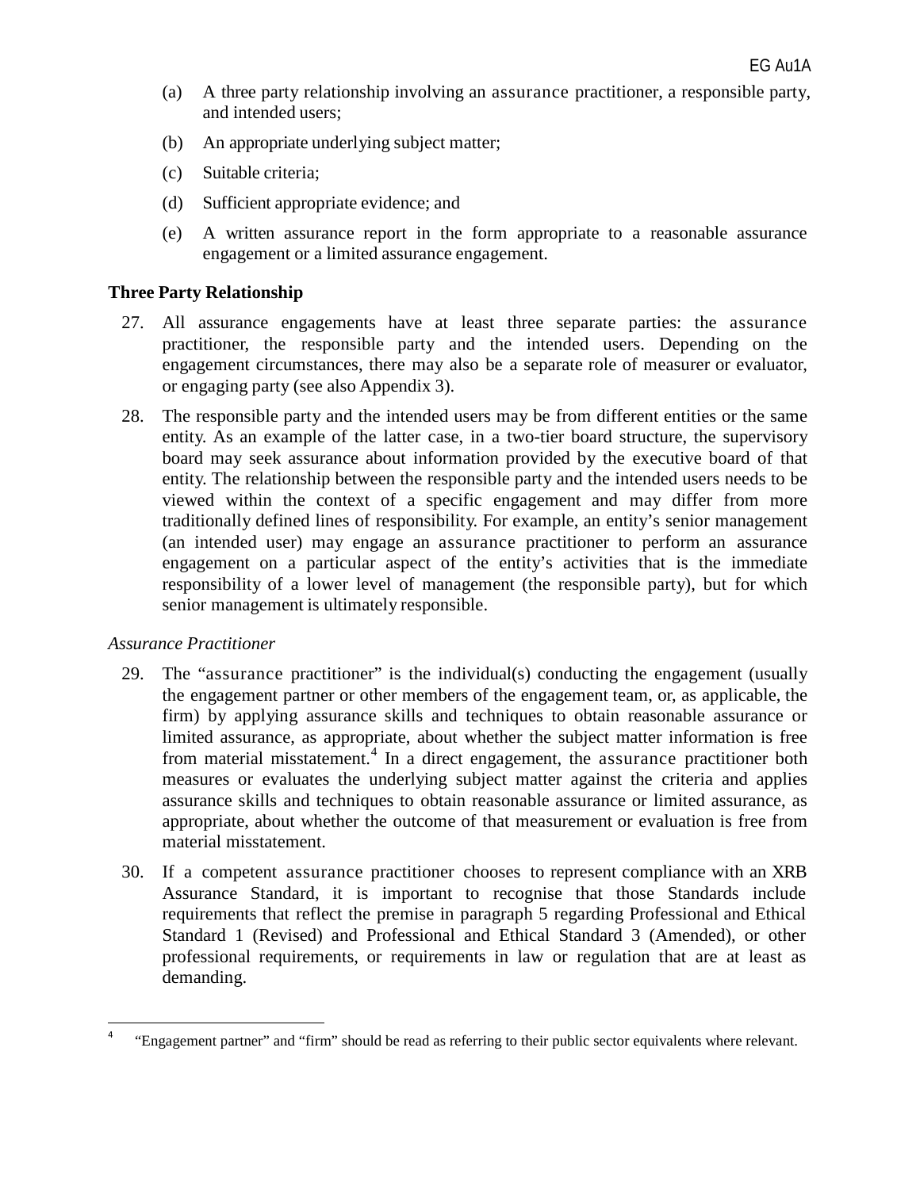(a) A three party relationship involving an assurance practitioner, a responsible party, and intended users;

(b) An appropriate underlying subject matter;

(c) Suitable criteria;

(d) Sufficient appropriate evidence; and

(e) A written assurance report in the form appropriate to a reasonable assurance engagement or a limited assurance engagement.

**Three Party Relationship**

27. All assurance engagements have at least three separate parties: the assurance practitioner, the responsible party and the intended users. Depending on the engagement circumstances, there may also be a separate role of measurer or evaluator, or engaging party (see also Appendix 3).

28. The responsible party and the intended users may be from different entities or the same entity. As an example of the latter case, in a two-tier board structure, the supervisory board may seek assurance about information provided by the executive board of that entity. The relationship between the responsible party and the intended users needs to be viewed within the context of a specific engagement and may differ from more traditionally defined lines of responsibility. For example, an entity's senior management (an intended user) may engage an assurance practitioner to perform an assurance engagement on a particular aspect of the entity's activities that is the immediate responsibility of a lower level of management (the responsible party), but for which senior management is ultimately responsible.

*Assurance Practitioner*

29. The "assurance practitioner" is the individual(s) conducting the engagement (usually the engagement partner or other members of the engagement team, or, as applicable, the firm) by applying assurance skills and techniques to obtain reasonable assurance or limited assurance, as appropriate, about whether the subject matter information is free from material misstatement.[4] In a direct engagement, the assurance practitioner both measures or evaluates the underlying subject matter against the criteria and applies assurance skills and techniques to obtain reasonable assurance or limited assurance, as appropriate, about whether the outcome of that measurement or evaluation is free from material misstatement.

30. If a competent assurance practitioner chooses to represent compliance with an XRB Assurance Standard, it is important to recognise that those Standards include requirements that reflect the premise in paragraph 5 regarding Professional and Ethical Standard 1 (Revised) and Professional and Ethical Standard 3 (Amended), or other professional requirements, or requirements in law or regulation that are at least as demanding.

---

[4] "Engagement partner" and "firm" should be read as referring to their public sector equivalents where relevant.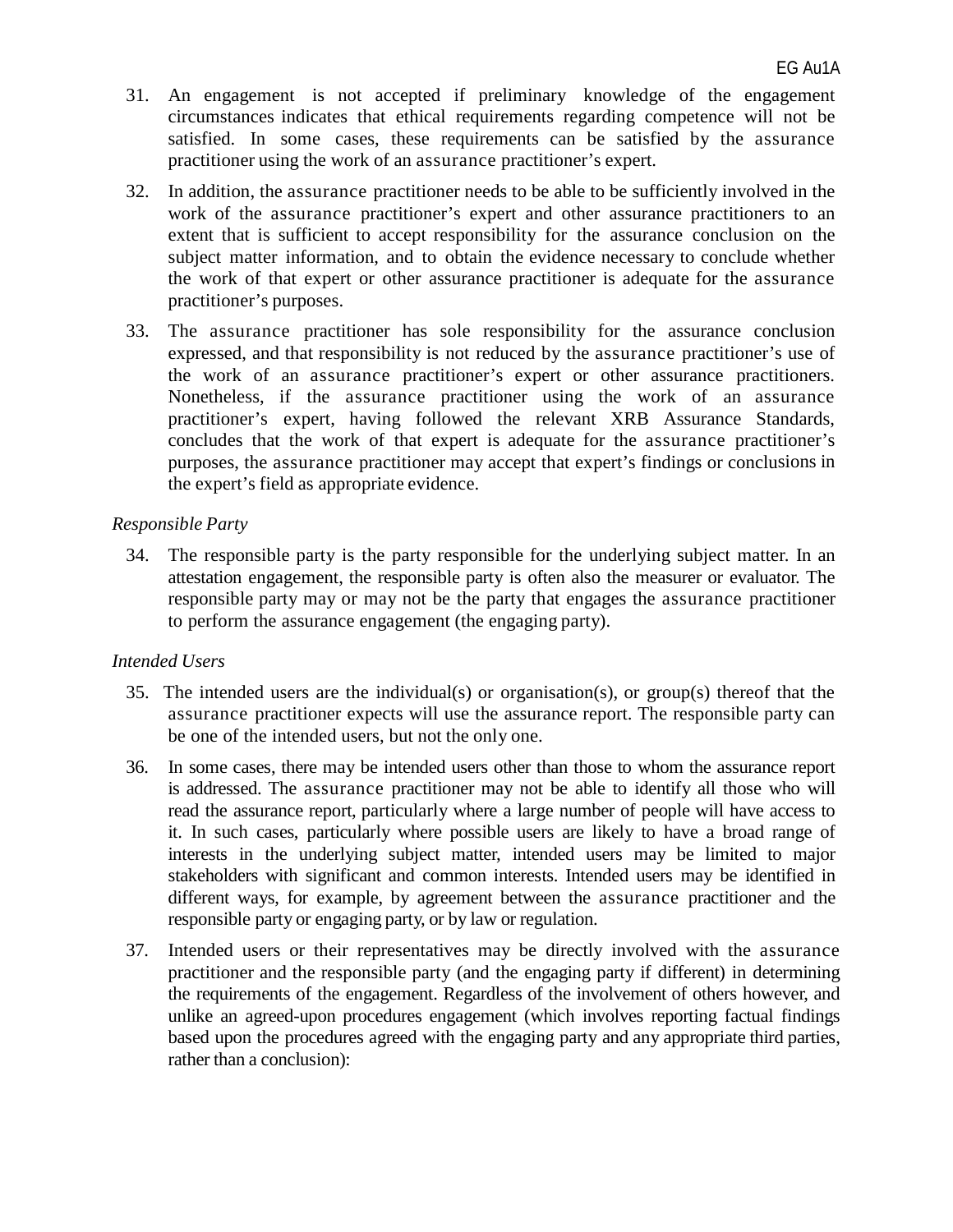31. An engagement is not accepted if preliminary knowledge of the engagement circumstances indicates that ethical requirements regarding competence will not be satisfied. In some cases, these requirements can be satisfied by the assurance practitioner using the work of an assurance practitioner's expert.

32. In addition, the assurance practitioner needs to be able to be sufficiently involved in the work of the assurance practitioner's expert and other assurance practitioners to an extent that is sufficient to accept responsibility for the assurance conclusion on the subject matter information, and to obtain the evidence necessary to conclude whether the work of that expert or other assurance practitioner is adequate for the assurance practitioner's purposes.

33. The assurance practitioner has sole responsibility for the assurance conclusion expressed, and that responsibility is not reduced by the assurance practitioner's use of the work of an assurance practitioner's expert or other assurance practitioners. Nonetheless, if the assurance practitioner using the work of an assurance practitioner's expert, having followed the relevant XRB Assurance Standards, concludes that the work of that expert is adequate for the assurance practitioner's purposes, the assurance practitioner may accept that expert's findings or conclusions in the expert's field as appropriate evidence.

*Responsible Party*

34. The responsible party is the party responsible for the underlying subject matter. In an attestation engagement, the responsible party is often also the measurer or evaluator. The responsible party may or may not be the party that engages the assurance practitioner to perform the assurance engagement (the engaging party).

*Intended Users*

35. The intended users are the individual(s) or organisation(s), or group(s) thereof that the assurance practitioner expects will use the assurance report. The responsible party can be one of the intended users, but not the only one.

36. In some cases, there may be intended users other than those to whom the assurance report is addressed. The assurance practitioner may not be able to identify all those who will read the assurance report, particularly where a large number of people will have access to it. In such cases, particularly where possible users are likely to have a broad range of interests in the underlying subject matter, intended users may be limited to major stakeholders with significant and common interests. Intended users may be identified in different ways, for example, by agreement between the assurance practitioner and the responsible party or engaging party, or by law or regulation.

37. Intended users or their representatives may be directly involved with the assurance practitioner and the responsible party (and the engaging party if different) in determining the requirements of the engagement. Regardless of the involvement of others however, and unlike an agreed-upon procedures engagement (which involves reporting factual findings based upon the procedures agreed with the engaging party and any appropriate third parties, rather than a conclusion):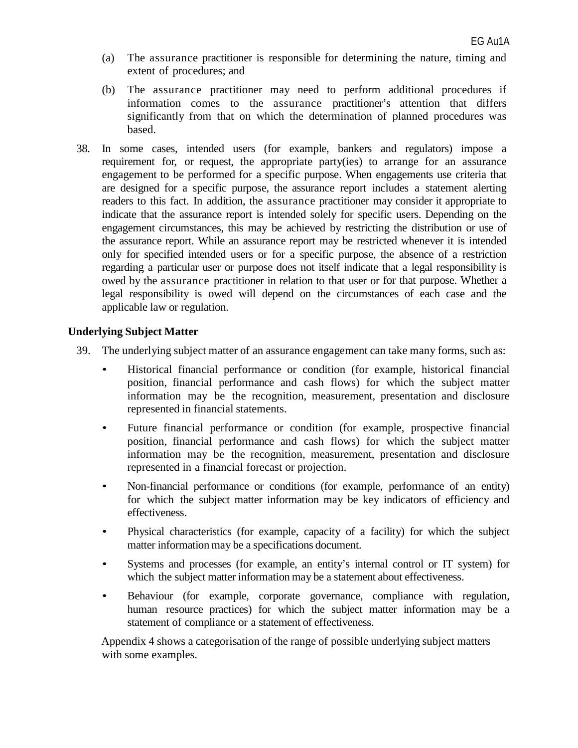(a) The assurance practitioner is responsible for determining the nature, timing and extent of procedures; and

(b) The assurance practitioner may need to perform additional procedures if information comes to the assurance practitioner's attention that differs significantly from that on which the determination of planned procedures was based.

38. In some cases, intended users (for example, bankers and regulators) impose a requirement for, or request, the appropriate party(ies) to arrange for an assurance engagement to be performed for a specific purpose. When engagements use criteria that are designed for a specific purpose, the assurance report includes a statement alerting readers to this fact. In addition, the assurance practitioner may consider it appropriate to indicate that the assurance report is intended solely for specific users. Depending on the engagement circumstances, this may be achieved by restricting the distribution or use of the assurance report. While an assurance report may be restricted whenever it is intended only for specified intended users or for a specific purpose, the absence of a restriction regarding a particular user or purpose does not itself indicate that a legal responsibility is owed by the assurance practitioner in relation to that user or for that purpose. Whether a legal responsibility is owed will depend on the circumstances of each case and the applicable law or regulation.

## Underlying Subject Matter

39. The underlying subject matter of an assurance engagement can take many forms, such as:

- Historical financial performance or condition (for example, historical financial position, financial performance and cash flows) for which the subject matter information may be the recognition, measurement, presentation and disclosure represented in financial statements.
- Future financial performance or condition (for example, prospective financial position, financial performance and cash flows) for which the subject matter information may be the recognition, measurement, presentation and disclosure represented in a financial forecast or projection.
- Non-financial performance or conditions (for example, performance of an entity) for which the subject matter information may be key indicators of efficiency and effectiveness.
- Physical characteristics (for example, capacity of a facility) for which the subject matter information may be a specifications document.
- Systems and processes (for example, an entity's internal control or IT system) for which the subject matter information may be a statement about effectiveness.
- Behaviour (for example, corporate governance, compliance with regulation, human resource practices) for which the subject matter information may be a statement of compliance or a statement of effectiveness.

Appendix 4 shows a categorisation of the range of possible underlying subject matters with some examples.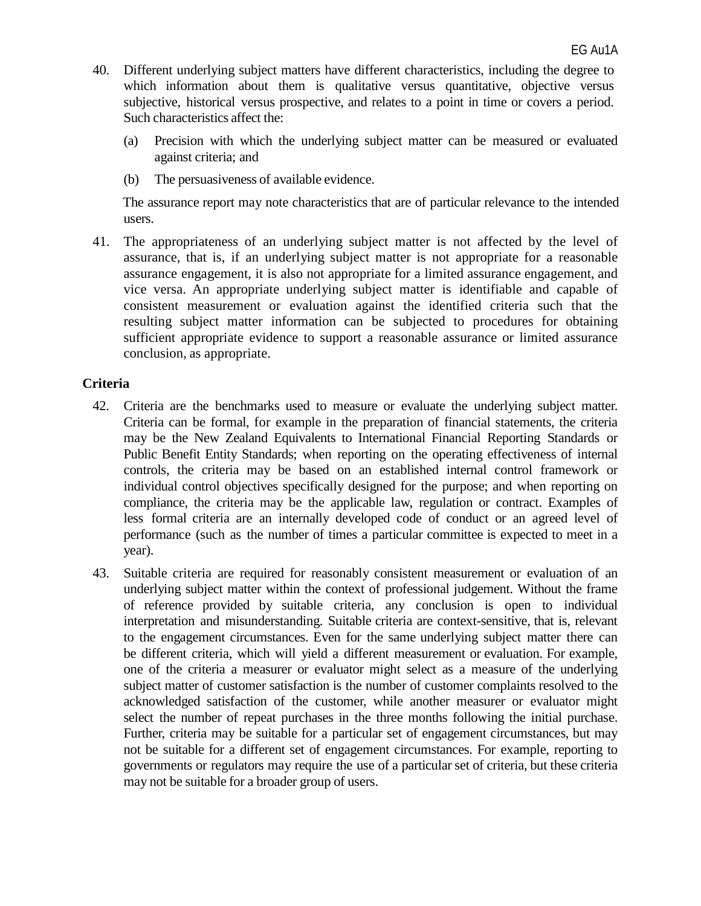40. Different underlying subject matters have different characteristics, including the degree to which information about them is qualitative versus quantitative, objective versus subjective, historical versus prospective, and relates to a point in time or covers a period. Such characteristics affect the:

    (a) Precision with which the underlying subject matter can be measured or evaluated against criteria; and

    (b) The persuasiveness of available evidence.

    The assurance report may note characteristics that are of particular relevance to the intended users.

41. The appropriateness of an underlying subject matter is not affected by the level of assurance, that is, if an underlying subject matter is not appropriate for a reasonable assurance engagement, it is also not appropriate for a limited assurance engagement, and vice versa. An appropriate underlying subject matter is identifiable and capable of consistent measurement or evaluation against the identified criteria such that the resulting subject matter information can be subjected to procedures for obtaining sufficient appropriate evidence to support a reasonable assurance or limited assurance conclusion, as appropriate.

**Criteria**

42. Criteria are the benchmarks used to measure or evaluate the underlying subject matter. Criteria can be formal, for example in the preparation of financial statements, the criteria may be the New Zealand Equivalents to International Financial Reporting Standards or Public Benefit Entity Standards; when reporting on the operating effectiveness of internal controls, the criteria may be based on an established internal control framework or individual control objectives specifically designed for the purpose; and when reporting on compliance, the criteria may be the applicable law, regulation or contract. Examples of less formal criteria are an internally developed code of conduct or an agreed level of performance (such as the number of times a particular committee is expected to meet in a year).

43. Suitable criteria are required for reasonably consistent measurement or evaluation of an underlying subject matter within the context of professional judgement. Without the frame of reference provided by suitable criteria, any conclusion is open to individual interpretation and misunderstanding. Suitable criteria are context-sensitive, that is, relevant to the engagement circumstances. Even for the same underlying subject matter there can be different criteria, which will yield a different measurement or evaluation. For example, one of the criteria a measurer or evaluator might select as a measure of the underlying subject matter of customer satisfaction is the number of customer complaints resolved to the acknowledged satisfaction of the customer, while another measurer or evaluator might select the number of repeat purchases in the three months following the initial purchase. Further, criteria may be suitable for a particular set of engagement circumstances, but may not be suitable for a different set of engagement circumstances. For example, reporting to governments or regulators may require the use of a particular set of criteria, but these criteria may not be suitable for a broader group of users.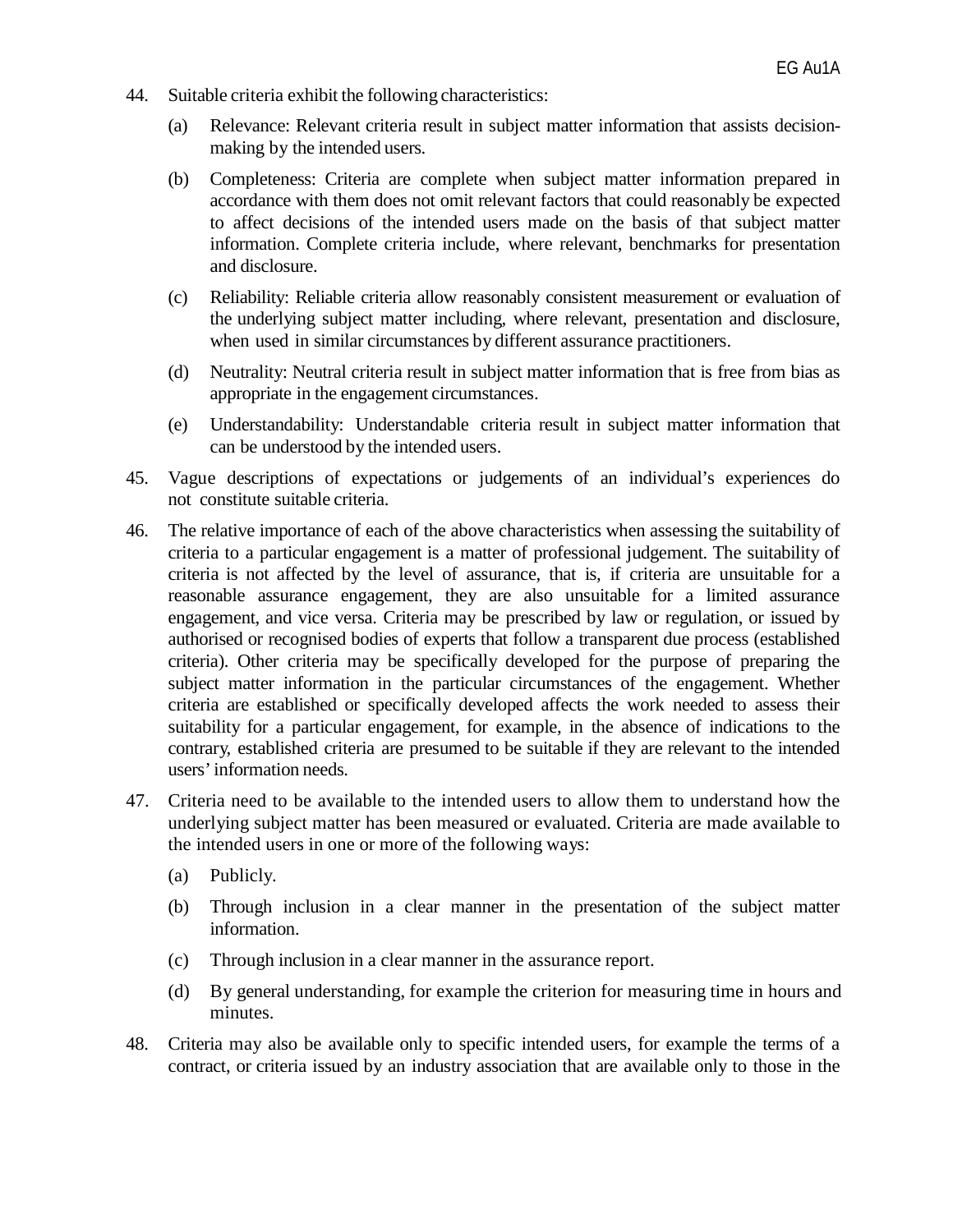44. Suitable criteria exhibit the following characteristics:

    (a) Relevance: Relevant criteria result in subject matter information that assists decision-making by the intended users.

    (b) Completeness: Criteria are complete when subject matter information prepared in accordance with them does not omit relevant factors that could reasonably be expected to affect decisions of the intended users made on the basis of that subject matter information. Complete criteria include, where relevant, benchmarks for presentation and disclosure.

    (c) Reliability: Reliable criteria allow reasonably consistent measurement or evaluation of the underlying subject matter including, where relevant, presentation and disclosure, when used in similar circumstances by different assurance practitioners.

    (d) Neutrality: Neutral criteria result in subject matter information that is free from bias as appropriate in the engagement circumstances.

    (e) Understandability: Understandable criteria result in subject matter information that can be understood by the intended users.

45. Vague descriptions of expectations or judgements of an individual's experiences do not constitute suitable criteria.

46. The relative importance of each of the above characteristics when assessing the suitability of criteria to a particular engagement is a matter of professional judgement. The suitability of criteria is not affected by the level of assurance, that is, if criteria are unsuitable for a reasonable assurance engagement, they are also unsuitable for a limited assurance engagement, and vice versa. Criteria may be prescribed by law or regulation, or issued by authorised or recognised bodies of experts that follow a transparent due process (established criteria). Other criteria may be specifically developed for the purpose of preparing the subject matter information in the particular circumstances of the engagement. Whether criteria are established or specifically developed affects the work needed to assess their suitability for a particular engagement, for example, in the absence of indications to the contrary, established criteria are presumed to be suitable if they are relevant to the intended users' information needs.

47. Criteria need to be available to the intended users to allow them to understand how the underlying subject matter has been measured or evaluated. Criteria are made available to the intended users in one or more of the following ways:

    (a) Publicly.

    (b) Through inclusion in a clear manner in the presentation of the subject matter information.

    (c) Through inclusion in a clear manner in the assurance report.

    (d) By general understanding, for example the criterion for measuring time in hours and minutes.

48. Criteria may also be available only to specific intended users, for example the terms of a contract, or criteria issued by an industry association that are available only to those in the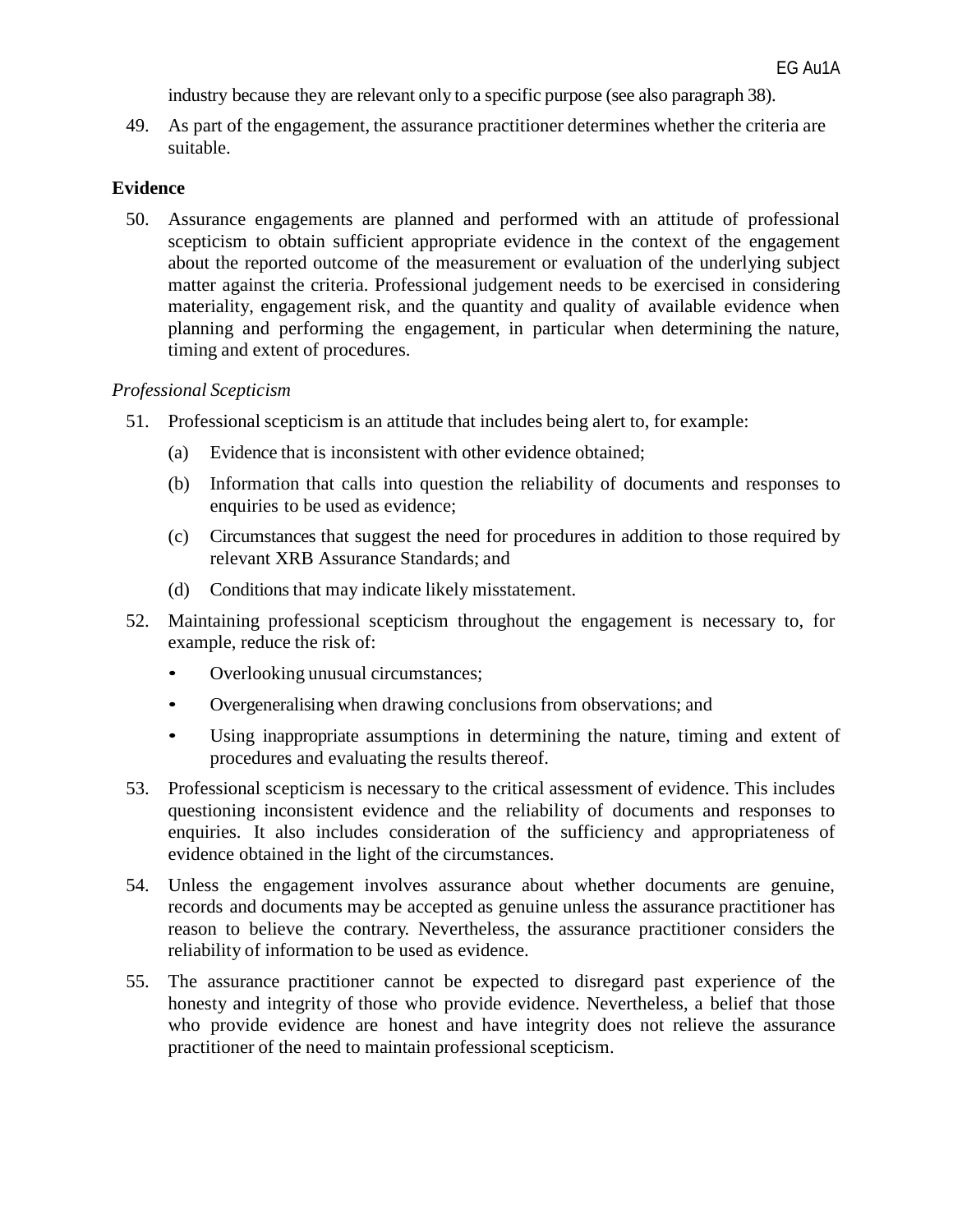industry because they are relevant only to a specific purpose (see also paragraph 38).

49. As part of the engagement, the assurance practitioner determines whether the criteria are suitable.

## Evidence

50. Assurance engagements are planned and performed with an attitude of professional scepticism to obtain sufficient appropriate evidence in the context of the engagement about the reported outcome of the measurement or evaluation of the underlying subject matter against the criteria. Professional judgement needs to be exercised in considering materiality, engagement risk, and the quantity and quality of available evidence when planning and performing the engagement, in particular when determining the nature, timing and extent of procedures.

### *Professional Scepticism*

51. Professional scepticism is an attitude that includes being alert to, for example:

    (a) Evidence that is inconsistent with other evidence obtained;

    (b) Information that calls into question the reliability of documents and responses to enquiries to be used as evidence;

    (c) Circumstances that suggest the need for procedures in addition to those required by relevant XRB Assurance Standards; and

    (d) Conditions that may indicate likely misstatement.

52. Maintaining professional scepticism throughout the engagement is necessary to, for example, reduce the risk of:

    - Overlooking unusual circumstances;
    - Overgeneralising when drawing conclusions from observations; and
    - Using inappropriate assumptions in determining the nature, timing and extent of procedures and evaluating the results thereof.

53. Professional scepticism is necessary to the critical assessment of evidence. This includes questioning inconsistent evidence and the reliability of documents and responses to enquiries. It also includes consideration of the sufficiency and appropriateness of evidence obtained in the light of the circumstances.

54. Unless the engagement involves assurance about whether documents are genuine, records and documents may be accepted as genuine unless the assurance practitioner has reason to believe the contrary. Nevertheless, the assurance practitioner considers the reliability of information to be used as evidence.

55. The assurance practitioner cannot be expected to disregard past experience of the honesty and integrity of those who provide evidence. Nevertheless, a belief that those who provide evidence are honest and have integrity does not relieve the assurance practitioner of the need to maintain professional scepticism.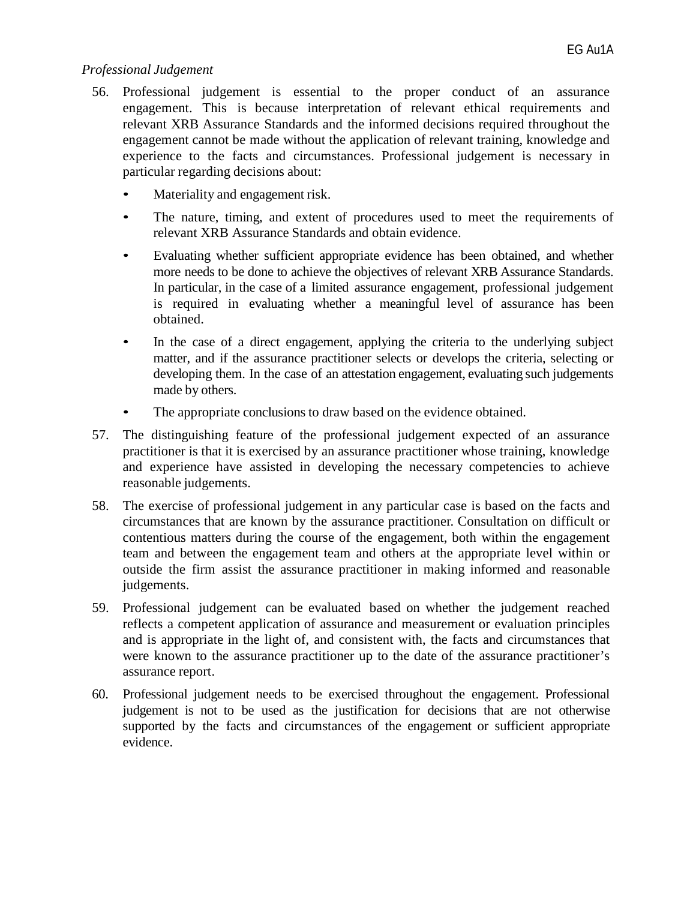*Professional Judgement*

56. Professional judgement is essential to the proper conduct of an assurance engagement. This is because interpretation of relevant ethical requirements and relevant XRB Assurance Standards and the informed decisions required throughout the engagement cannot be made without the application of relevant training, knowledge and experience to the facts and circumstances. Professional judgement is necessary in particular regarding decisions about:

    - Materiality and engagement risk.
    - The nature, timing, and extent of procedures used to meet the requirements of relevant XRB Assurance Standards and obtain evidence.
    - Evaluating whether sufficient appropriate evidence has been obtained, and whether more needs to be done to achieve the objectives of relevant XRB Assurance Standards. In particular, in the case of a limited assurance engagement, professional judgement is required in evaluating whether a meaningful level of assurance has been obtained.
    - In the case of a direct engagement, applying the criteria to the underlying subject matter, and if the assurance practitioner selects or develops the criteria, selecting or developing them. In the case of an attestation engagement, evaluating such judgements made by others.
    - The appropriate conclusions to draw based on the evidence obtained.

57. The distinguishing feature of the professional judgement expected of an assurance practitioner is that it is exercised by an assurance practitioner whose training, knowledge and experience have assisted in developing the necessary competencies to achieve reasonable judgements.

58. The exercise of professional judgement in any particular case is based on the facts and circumstances that are known by the assurance practitioner. Consultation on difficult or contentious matters during the course of the engagement, both within the engagement team and between the engagement team and others at the appropriate level within or outside the firm assist the assurance practitioner in making informed and reasonable judgements.

59. Professional judgement can be evaluated based on whether the judgement reached reflects a competent application of assurance and measurement or evaluation principles and is appropriate in the light of, and consistent with, the facts and circumstances that were known to the assurance practitioner up to the date of the assurance practitioner's assurance report.

60. Professional judgement needs to be exercised throughout the engagement. Professional judgement is not to be used as the justification for decisions that are not otherwise supported by the facts and circumstances of the engagement or sufficient appropriate evidence.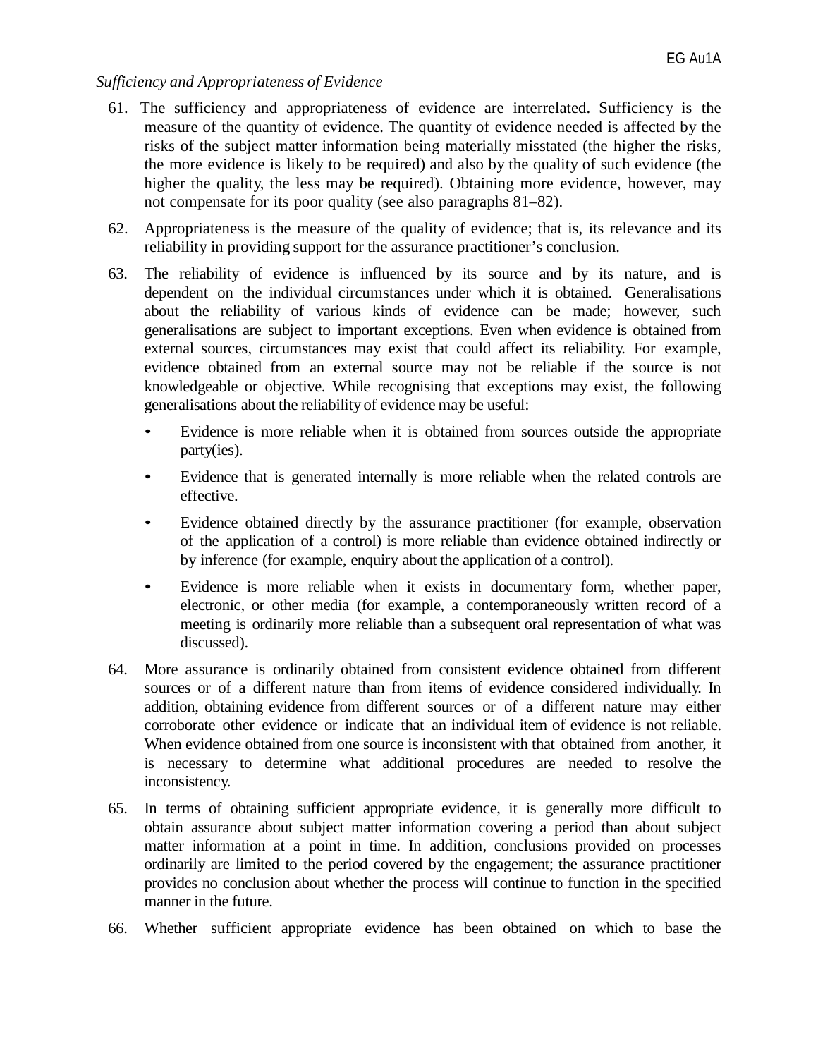*Sufficiency and Appropriateness of Evidence*

61. The sufficiency and appropriateness of evidence are interrelated. Sufficiency is the measure of the quantity of evidence. The quantity of evidence needed is affected by the risks of the subject matter information being materially misstated (the higher the risks, the more evidence is likely to be required) and also by the quality of such evidence (the higher the quality, the less may be required). Obtaining more evidence, however, may not compensate for its poor quality (see also paragraphs 81–82).

62. Appropriateness is the measure of the quality of evidence; that is, its relevance and its reliability in providing support for the assurance practitioner's conclusion.

63. The reliability of evidence is influenced by its source and by its nature, and is dependent on the individual circumstances under which it is obtained. Generalisations about the reliability of various kinds of evidence can be made; however, such generalisations are subject to important exceptions. Even when evidence is obtained from external sources, circumstances may exist that could affect its reliability. For example, evidence obtained from an external source may not be reliable if the source is not knowledgeable or objective. While recognising that exceptions may exist, the following generalisations about the reliability of evidence may be useful:

    - Evidence is more reliable when it is obtained from sources outside the appropriate party(ies).
    - Evidence that is generated internally is more reliable when the related controls are effective.
    - Evidence obtained directly by the assurance practitioner (for example, observation of the application of a control) is more reliable than evidence obtained indirectly or by inference (for example, enquiry about the application of a control).
    - Evidence is more reliable when it exists in documentary form, whether paper, electronic, or other media (for example, a contemporaneously written record of a meeting is ordinarily more reliable than a subsequent oral representation of what was discussed).

64. More assurance is ordinarily obtained from consistent evidence obtained from different sources or of a different nature than from items of evidence considered individually. In addition, obtaining evidence from different sources or of a different nature may either corroborate other evidence or indicate that an individual item of evidence is not reliable. When evidence obtained from one source is inconsistent with that obtained from another, it is necessary to determine what additional procedures are needed to resolve the inconsistency.

65. In terms of obtaining sufficient appropriate evidence, it is generally more difficult to obtain assurance about subject matter information covering a period than about subject matter information at a point in time. In addition, conclusions provided on processes ordinarily are limited to the period covered by the engagement; the assurance practitioner provides no conclusion about whether the process will continue to function in the specified manner in the future.

66. Whether sufficient appropriate evidence has been obtained on which to base the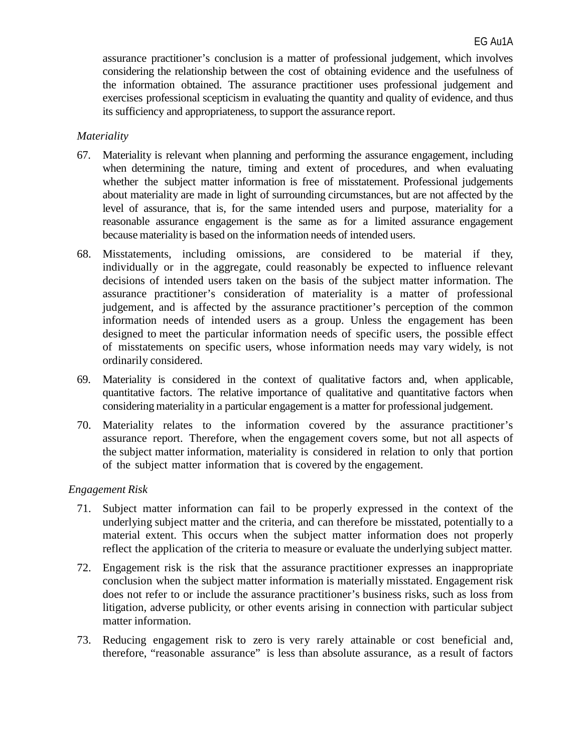assurance practitioner's conclusion is a matter of professional judgement, which involves considering the relationship between the cost of obtaining evidence and the usefulness of the information obtained. The assurance practitioner uses professional judgement and exercises professional scepticism in evaluating the quantity and quality of evidence, and thus its sufficiency and appropriateness, to support the assurance report.

*Materiality*

67. Materiality is relevant when planning and performing the assurance engagement, including when determining the nature, timing and extent of procedures, and when evaluating whether the subject matter information is free of misstatement. Professional judgements about materiality are made in light of surrounding circumstances, but are not affected by the level of assurance, that is, for the same intended users and purpose, materiality for a reasonable assurance engagement is the same as for a limited assurance engagement because materiality is based on the information needs of intended users.

68. Misstatements, including omissions, are considered to be material if they, individually or in the aggregate, could reasonably be expected to influence relevant decisions of intended users taken on the basis of the subject matter information. The assurance practitioner's consideration of materiality is a matter of professional judgement, and is affected by the assurance practitioner's perception of the common information needs of intended users as a group. Unless the engagement has been designed to meet the particular information needs of specific users, the possible effect of misstatements on specific users, whose information needs may vary widely, is not ordinarily considered.

69. Materiality is considered in the context of qualitative factors and, when applicable, quantitative factors. The relative importance of qualitative and quantitative factors when considering materiality in a particular engagement is a matter for professional judgement.

70. Materiality relates to the information covered by the assurance practitioner's assurance report. Therefore, when the engagement covers some, but not all aspects of the subject matter information, materiality is considered in relation to only that portion of the subject matter information that is covered by the engagement.

*Engagement Risk*

71. Subject matter information can fail to be properly expressed in the context of the underlying subject matter and the criteria, and can therefore be misstated, potentially to a material extent. This occurs when the subject matter information does not properly reflect the application of the criteria to measure or evaluate the underlying subject matter.

72. Engagement risk is the risk that the assurance practitioner expresses an inappropriate conclusion when the subject matter information is materially misstated. Engagement risk does not refer to or include the assurance practitioner's business risks, such as loss from litigation, adverse publicity, or other events arising in connection with particular subject matter information.

73. Reducing engagement risk to zero is very rarely attainable or cost beneficial and, therefore, "reasonable assurance" is less than absolute assurance, as a result of factors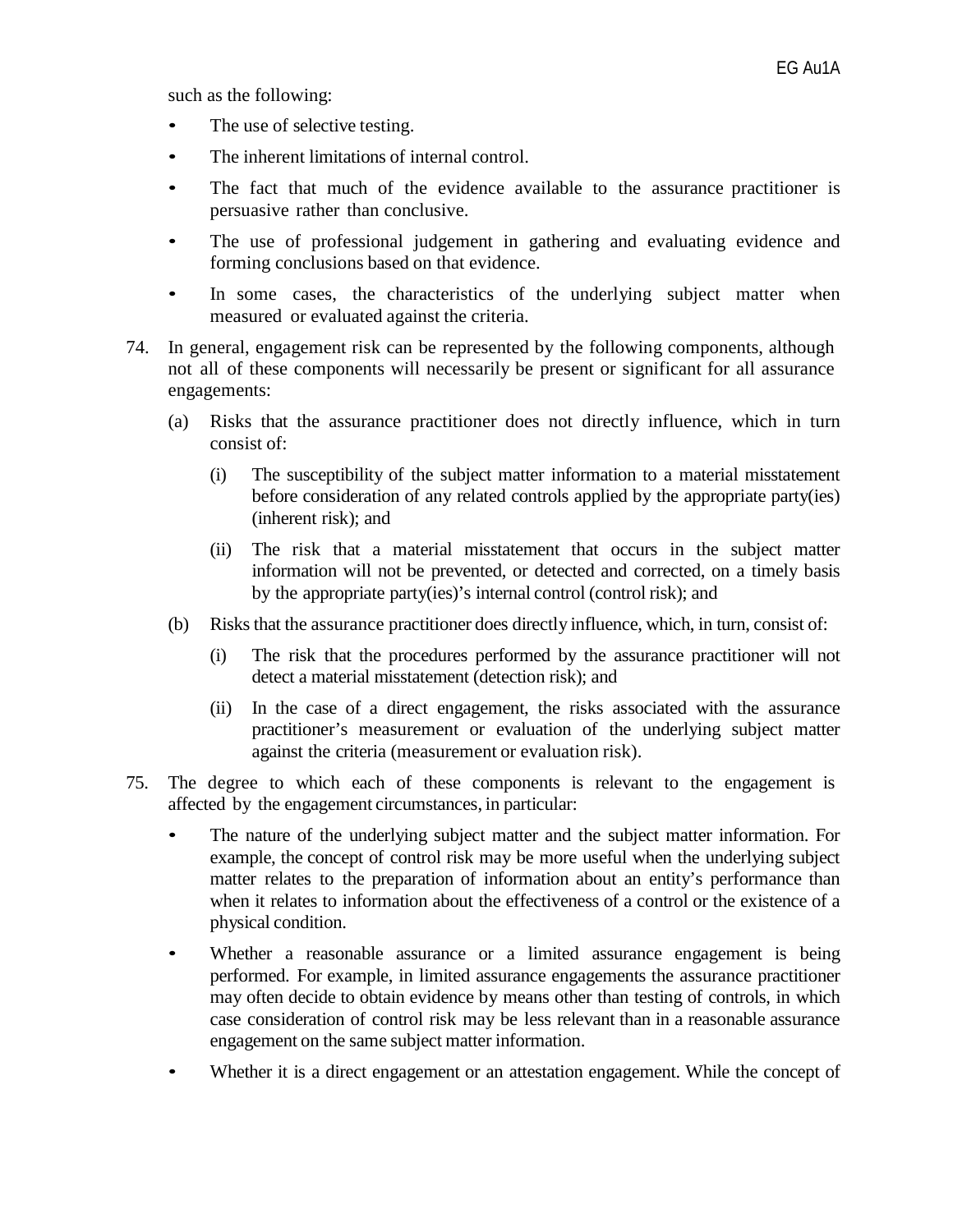such as the following:

- The use of selective testing.
- The inherent limitations of internal control.
- The fact that much of the evidence available to the assurance practitioner is persuasive rather than conclusive.
- The use of professional judgement in gathering and evaluating evidence and forming conclusions based on that evidence.
- In some cases, the characteristics of the underlying subject matter when measured or evaluated against the criteria.

74. In general, engagement risk can be represented by the following components, although not all of these components will necessarily be present or significant for all assurance engagements:

    (a) Risks that the assurance practitioner does not directly influence, which in turn consist of:

        (i) The susceptibility of the subject matter information to a material misstatement before consideration of any related controls applied by the appropriate party(ies) (inherent risk); and

        (ii) The risk that a material misstatement that occurs in the subject matter information will not be prevented, or detected and corrected, on a timely basis by the appropriate party(ies)'s internal control (control risk); and

    (b) Risks that the assurance practitioner does directly influence, which, in turn, consist of:

        (i) The risk that the procedures performed by the assurance practitioner will not detect a material misstatement (detection risk); and

        (ii) In the case of a direct engagement, the risks associated with the assurance practitioner's measurement or evaluation of the underlying subject matter against the criteria (measurement or evaluation risk).

75. The degree to which each of these components is relevant to the engagement is affected by the engagement circumstances, in particular:

    - The nature of the underlying subject matter and the subject matter information. For example, the concept of control risk may be more useful when the underlying subject matter relates to the preparation of information about an entity's performance than when it relates to information about the effectiveness of a control or the existence of a physical condition.
    - Whether a reasonable assurance or a limited assurance engagement is being performed. For example, in limited assurance engagements the assurance practitioner may often decide to obtain evidence by means other than testing of controls, in which case consideration of control risk may be less relevant than in a reasonable assurance engagement on the same subject matter information.
    - Whether it is a direct engagement or an attestation engagement. While the concept of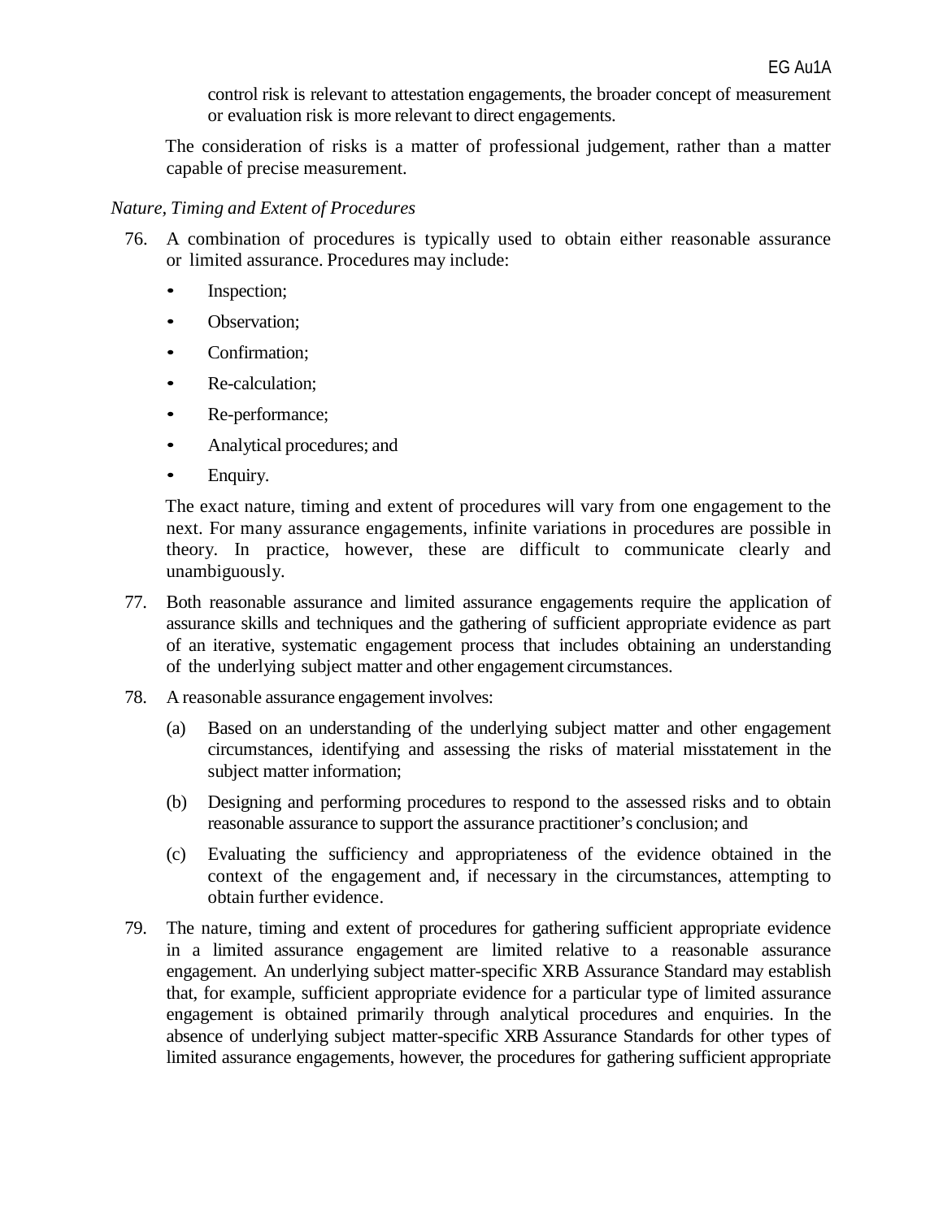control risk is relevant to attestation engagements, the broader concept of measurement or evaluation risk is more relevant to direct engagements.

The consideration of risks is a matter of professional judgement, rather than a matter capable of precise measurement.

*Nature, Timing and Extent of Procedures*

76. A combination of procedures is typically used to obtain either reasonable assurance or limited assurance. Procedures may include:

    - Inspection;
    - Observation;
    - Confirmation;
    - Re-calculation;
    - Re-performance;
    - Analytical procedures; and
    - Enquiry.

    The exact nature, timing and extent of procedures will vary from one engagement to the next. For many assurance engagements, infinite variations in procedures are possible in theory. In practice, however, these are difficult to communicate clearly and unambiguously.

77. Both reasonable assurance and limited assurance engagements require the application of assurance skills and techniques and the gathering of sufficient appropriate evidence as part of an iterative, systematic engagement process that includes obtaining an understanding of the underlying subject matter and other engagement circumstances.

78. A reasonable assurance engagement involves:

    (a) Based on an understanding of the underlying subject matter and other engagement circumstances, identifying and assessing the risks of material misstatement in the subject matter information;

    (b) Designing and performing procedures to respond to the assessed risks and to obtain reasonable assurance to support the assurance practitioner's conclusion; and

    (c) Evaluating the sufficiency and appropriateness of the evidence obtained in the context of the engagement and, if necessary in the circumstances, attempting to obtain further evidence.

79. The nature, timing and extent of procedures for gathering sufficient appropriate evidence in a limited assurance engagement are limited relative to a reasonable assurance engagement. An underlying subject matter-specific XRB Assurance Standard may establish that, for example, sufficient appropriate evidence for a particular type of limited assurance engagement is obtained primarily through analytical procedures and enquiries. In the absence of underlying subject matter-specific XRB Assurance Standards for other types of limited assurance engagements, however, the procedures for gathering sufficient appropriate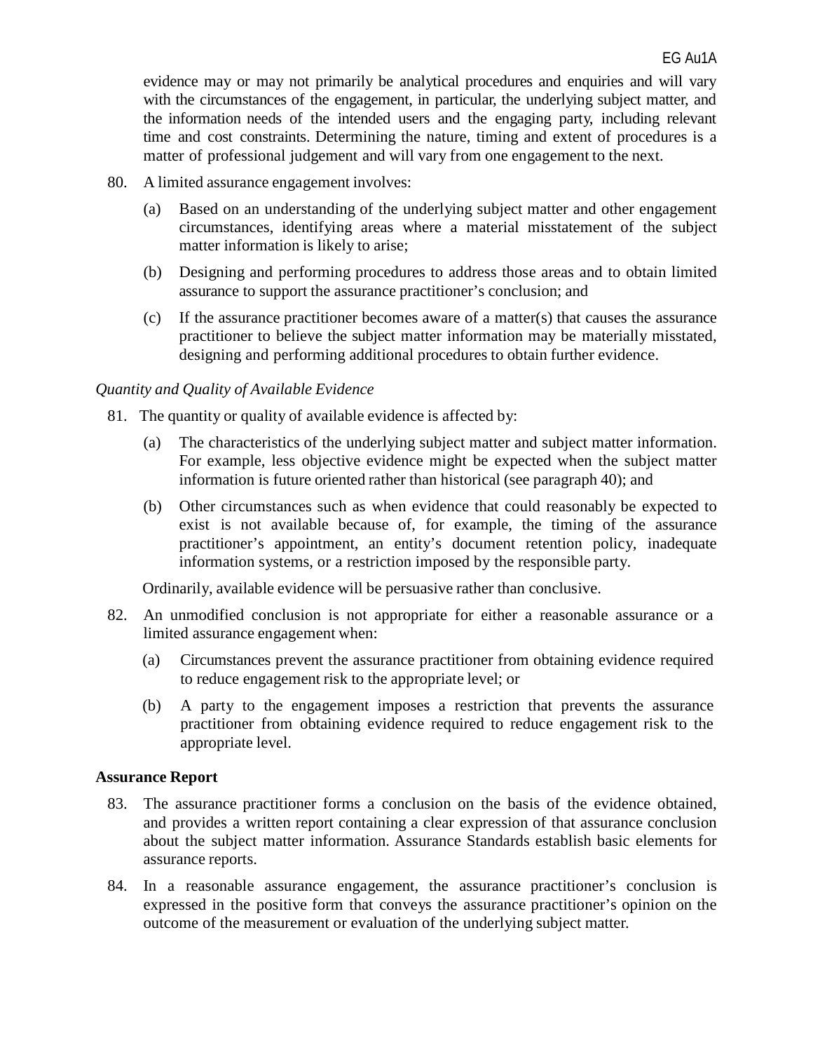evidence may or may not primarily be analytical procedures and enquiries and will vary with the circumstances of the engagement, in particular, the underlying subject matter, and the information needs of the intended users and the engaging party, including relevant time and cost constraints. Determining the nature, timing and extent of procedures is a matter of professional judgement and will vary from one engagement to the next.

80. A limited assurance engagement involves:

   (a) Based on an understanding of the underlying subject matter and other engagement circumstances, identifying areas where a material misstatement of the subject matter information is likely to arise;

   (b) Designing and performing procedures to address those areas and to obtain limited assurance to support the assurance practitioner's conclusion; and

   (c) If the assurance practitioner becomes aware of a matter(s) that causes the assurance practitioner to believe the subject matter information may be materially misstated, designing and performing additional procedures to obtain further evidence.

*Quantity and Quality of Available Evidence*

81. The quantity or quality of available evidence is affected by:

   (a) The characteristics of the underlying subject matter and subject matter information. For example, less objective evidence might be expected when the subject matter information is future oriented rather than historical (see paragraph 40); and

   (b) Other circumstances such as when evidence that could reasonably be expected to exist is not available because of, for example, the timing of the assurance practitioner's appointment, an entity's document retention policy, inadequate information systems, or a restriction imposed by the responsible party.

   Ordinarily, available evidence will be persuasive rather than conclusive.

82. An unmodified conclusion is not appropriate for either a reasonable assurance or a limited assurance engagement when:

   (a) Circumstances prevent the assurance practitioner from obtaining evidence required to reduce engagement risk to the appropriate level; or

   (b) A party to the engagement imposes a restriction that prevents the assurance practitioner from obtaining evidence required to reduce engagement risk to the appropriate level.

**Assurance Report**

83. The assurance practitioner forms a conclusion on the basis of the evidence obtained, and provides a written report containing a clear expression of that assurance conclusion about the subject matter information. Assurance Standards establish basic elements for assurance reports.

84. In a reasonable assurance engagement, the assurance practitioner's conclusion is expressed in the positive form that conveys the assurance practitioner's opinion on the outcome of the measurement or evaluation of the underlying subject matter.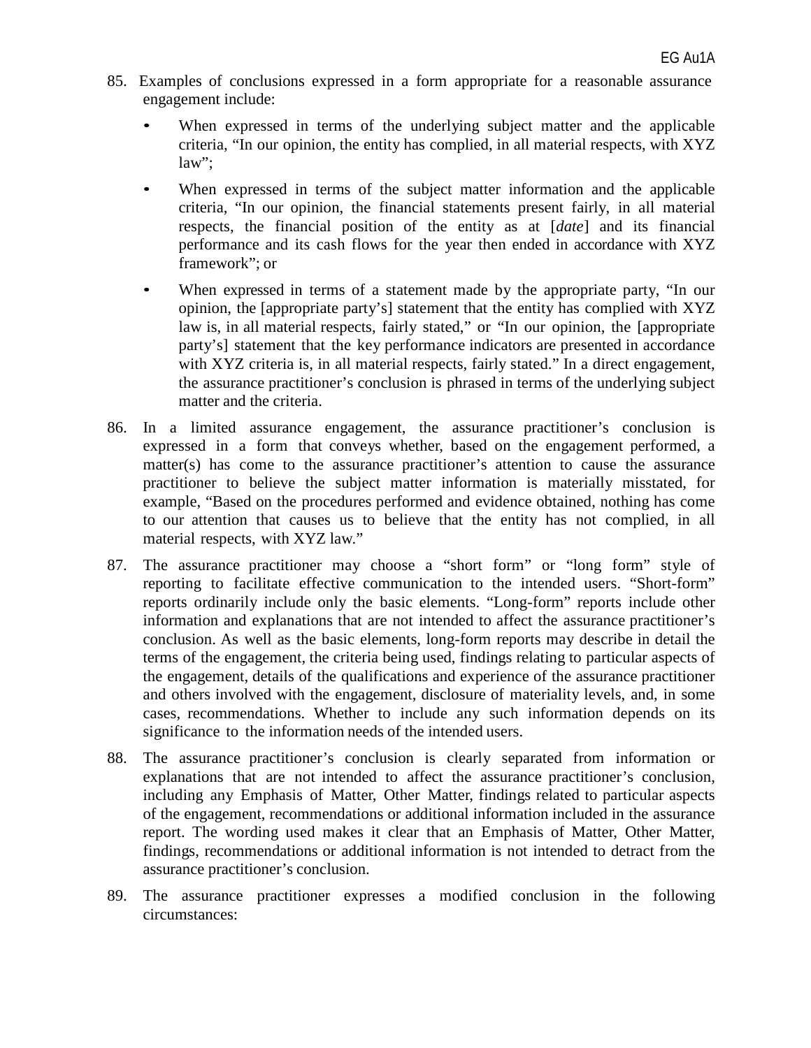85. Examples of conclusions expressed in a form appropriate for a reasonable assurance engagement include:

    - When expressed in terms of the underlying subject matter and the applicable criteria, "In our opinion, the entity has complied, in all material respects, with XYZ law";
    - When expressed in terms of the subject matter information and the applicable criteria, "In our opinion, the financial statements present fairly, in all material respects, the financial position of the entity as at [*date*] and its financial performance and its cash flows for the year then ended in accordance with XYZ framework"; or
    - When expressed in terms of a statement made by the appropriate party, "In our opinion, the [appropriate party's] statement that the entity has complied with XYZ law is, in all material respects, fairly stated," or "In our opinion, the [appropriate party's] statement that the key performance indicators are presented in accordance with XYZ criteria is, in all material respects, fairly stated." In a direct engagement, the assurance practitioner's conclusion is phrased in terms of the underlying subject matter and the criteria.

86. In a limited assurance engagement, the assurance practitioner's conclusion is expressed in a form that conveys whether, based on the engagement performed, a matter(s) has come to the assurance practitioner's attention to cause the assurance practitioner to believe the subject matter information is materially misstated, for example, "Based on the procedures performed and evidence obtained, nothing has come to our attention that causes us to believe that the entity has not complied, in all material respects, with XYZ law."

87. The assurance practitioner may choose a "short form" or "long form" style of reporting to facilitate effective communication to the intended users. "Short-form" reports ordinarily include only the basic elements. "Long-form" reports include other information and explanations that are not intended to affect the assurance practitioner's conclusion. As well as the basic elements, long-form reports may describe in detail the terms of the engagement, the criteria being used, findings relating to particular aspects of the engagement, details of the qualifications and experience of the assurance practitioner and others involved with the engagement, disclosure of materiality levels, and, in some cases, recommendations. Whether to include any such information depends on its significance to the information needs of the intended users.

88. The assurance practitioner's conclusion is clearly separated from information or explanations that are not intended to affect the assurance practitioner's conclusion, including any Emphasis of Matter, Other Matter, findings related to particular aspects of the engagement, recommendations or additional information included in the assurance report. The wording used makes it clear that an Emphasis of Matter, Other Matter, findings, recommendations or additional information is not intended to detract from the assurance practitioner's conclusion.

89. The assurance practitioner expresses a modified conclusion in the following circumstances: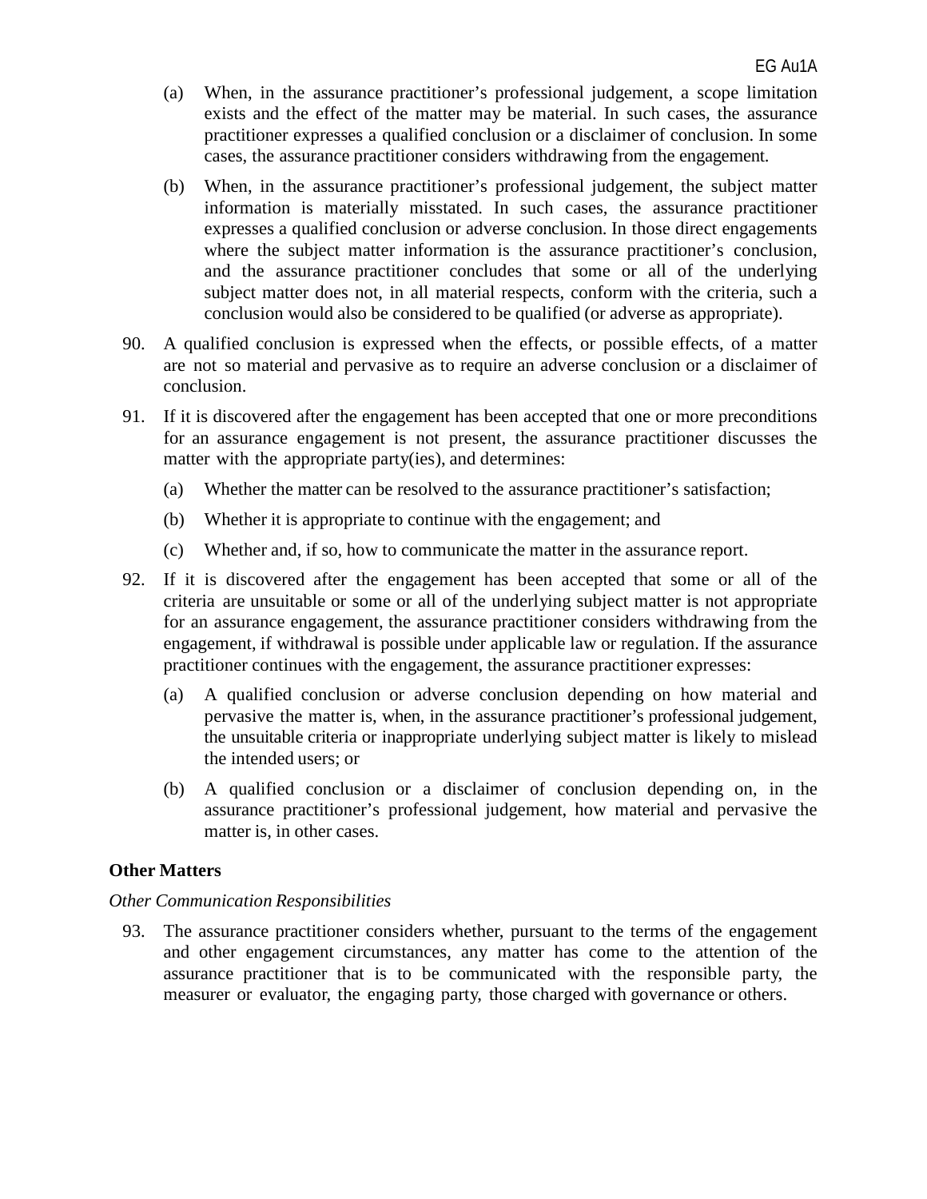(a) When, in the assurance practitioner's professional judgement, a scope limitation exists and the effect of the matter may be material. In such cases, the assurance practitioner expresses a qualified conclusion or a disclaimer of conclusion. In some cases, the assurance practitioner considers withdrawing from the engagement.

(b) When, in the assurance practitioner's professional judgement, the subject matter information is materially misstated. In such cases, the assurance practitioner expresses a qualified conclusion or adverse conclusion. In those direct engagements where the subject matter information is the assurance practitioner's conclusion, and the assurance practitioner concludes that some or all of the underlying subject matter does not, in all material respects, conform with the criteria, such a conclusion would also be considered to be qualified (or adverse as appropriate).

90. A qualified conclusion is expressed when the effects, or possible effects, of a matter are not so material and pervasive as to require an adverse conclusion or a disclaimer of conclusion.

91. If it is discovered after the engagement has been accepted that one or more preconditions for an assurance engagement is not present, the assurance practitioner discusses the matter with the appropriate party(ies), and determines:

    (a) Whether the matter can be resolved to the assurance practitioner's satisfaction;

    (b) Whether it is appropriate to continue with the engagement; and

    (c) Whether and, if so, how to communicate the matter in the assurance report.

92. If it is discovered after the engagement has been accepted that some or all of the criteria are unsuitable or some or all of the underlying subject matter is not appropriate for an assurance engagement, the assurance practitioner considers withdrawing from the engagement, if withdrawal is possible under applicable law or regulation. If the assurance practitioner continues with the engagement, the assurance practitioner expresses:

    (a) A qualified conclusion or adverse conclusion depending on how material and pervasive the matter is, when, in the assurance practitioner's professional judgement, the unsuitable criteria or inappropriate underlying subject matter is likely to mislead the intended users; or

    (b) A qualified conclusion or a disclaimer of conclusion depending on, in the assurance practitioner's professional judgement, how material and pervasive the matter is, in other cases.

**Other Matters**

*Other Communication Responsibilities*

93. The assurance practitioner considers whether, pursuant to the terms of the engagement and other engagement circumstances, any matter has come to the attention of the assurance practitioner that is to be communicated with the responsible party, the measurer or evaluator, the engaging party, those charged with governance or others.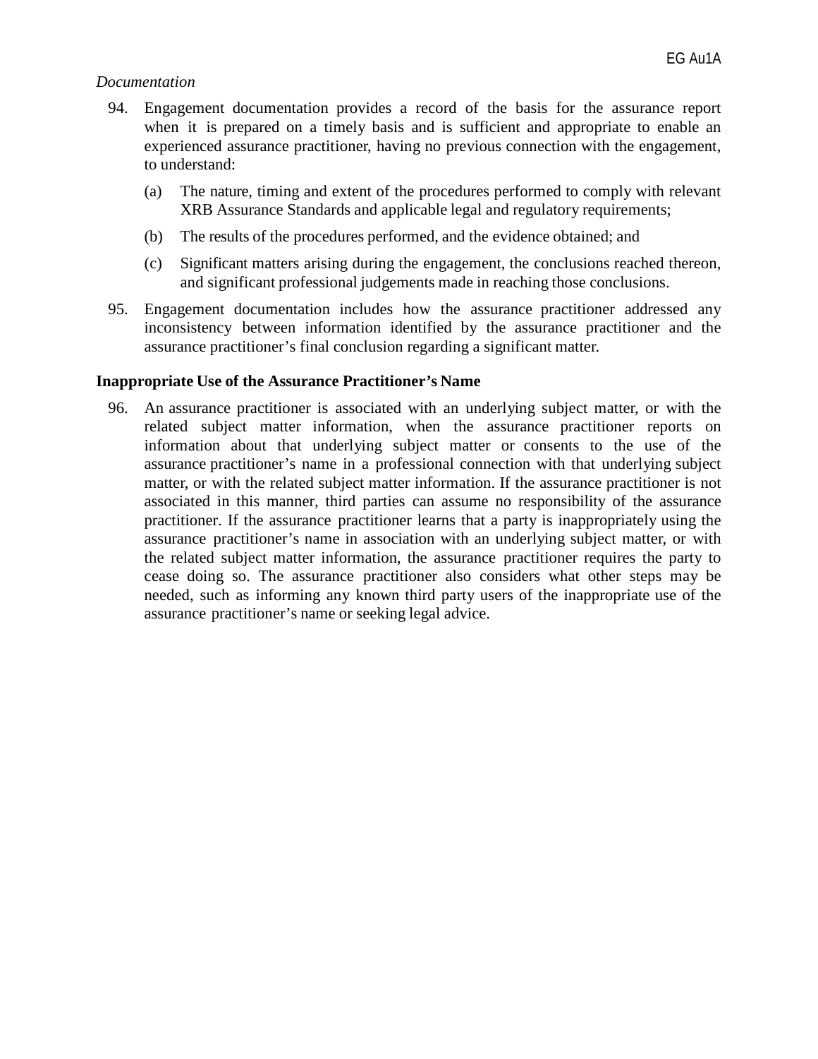*Documentation*

94. Engagement documentation provides a record of the basis for the assurance report when it is prepared on a timely basis and is sufficient and appropriate to enable an experienced assurance practitioner, having no previous connection with the engagement, to understand:

    (a) The nature, timing and extent of the procedures performed to comply with relevant XRB Assurance Standards and applicable legal and regulatory requirements;

    (b) The results of the procedures performed, and the evidence obtained; and

    (c) Significant matters arising during the engagement, the conclusions reached thereon, and significant professional judgements made in reaching those conclusions.

95. Engagement documentation includes how the assurance practitioner addressed any inconsistency between information identified by the assurance practitioner and the assurance practitioner's final conclusion regarding a significant matter.

**Inappropriate Use of the Assurance Practitioner's Name**

96. An assurance practitioner is associated with an underlying subject matter, or with the related subject matter information, when the assurance practitioner reports on information about that underlying subject matter or consents to the use of the assurance practitioner's name in a professional connection with that underlying subject matter, or with the related subject matter information. If the assurance practitioner is not associated in this manner, third parties can assume no responsibility of the assurance practitioner. If the assurance practitioner learns that a party is inappropriately using the assurance practitioner's name in association with an underlying subject matter, or with the related subject matter information, the assurance practitioner requires the party to cease doing so. The assurance practitioner also considers what other steps may be needed, such as informing any known third party users of the inappropriate use of the assurance practitioner's name or seeking legal advice.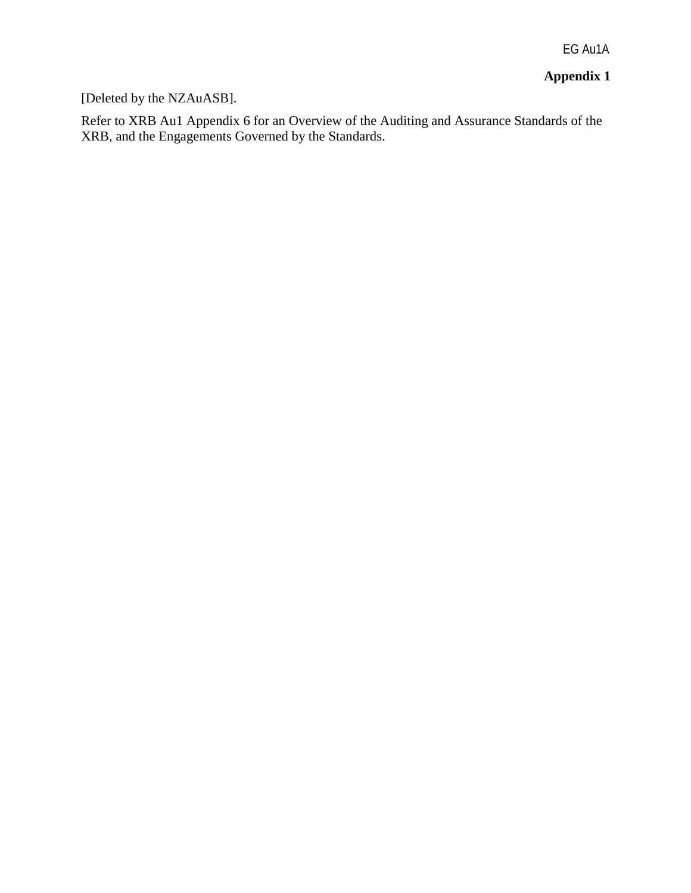## Appendix 1

[Deleted by the NZAuASB].

Refer to XRB Au1 Appendix 6 for an Overview of the Auditing and Assurance Standards of the XRB, and the Engagements Governed by the Standards.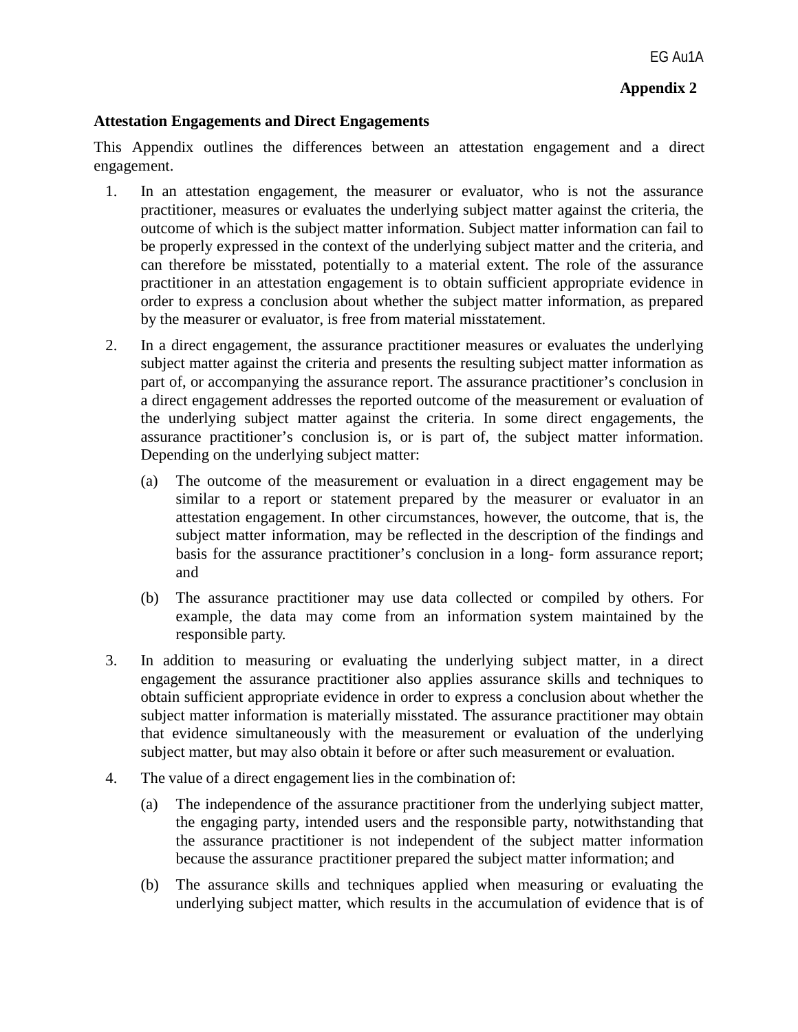**Appendix 2**

**Attestation Engagements and Direct Engagements**

This Appendix outlines the differences between an attestation engagement and a direct engagement.

1. In an attestation engagement, the measurer or evaluator, who is not the assurance practitioner, measures or evaluates the underlying subject matter against the criteria, the outcome of which is the subject matter information. Subject matter information can fail to be properly expressed in the context of the underlying subject matter and the criteria, and can therefore be misstated, potentially to a material extent. The role of the assurance practitioner in an attestation engagement is to obtain sufficient appropriate evidence in order to express a conclusion about whether the subject matter information, as prepared by the measurer or evaluator, is free from material misstatement.

2. In a direct engagement, the assurance practitioner measures or evaluates the underlying subject matter against the criteria and presents the resulting subject matter information as part of, or accompanying the assurance report. The assurance practitioner's conclusion in a direct engagement addresses the reported outcome of the measurement or evaluation of the underlying subject matter against the criteria. In some direct engagements, the assurance practitioner's conclusion is, or is part of, the subject matter information. Depending on the underlying subject matter:

   (a) The outcome of the measurement or evaluation in a direct engagement may be similar to a report or statement prepared by the measurer or evaluator in an attestation engagement. In other circumstances, however, the outcome, that is, the subject matter information, may be reflected in the description of the findings and basis for the assurance practitioner's conclusion in a long- form assurance report; and

   (b) The assurance practitioner may use data collected or compiled by others. For example, the data may come from an information system maintained by the responsible party.

3. In addition to measuring or evaluating the underlying subject matter, in a direct engagement the assurance practitioner also applies assurance skills and techniques to obtain sufficient appropriate evidence in order to express a conclusion about whether the subject matter information is materially misstated. The assurance practitioner may obtain that evidence simultaneously with the measurement or evaluation of the underlying subject matter, but may also obtain it before or after such measurement or evaluation.

4. The value of a direct engagement lies in the combination of:

   (a) The independence of the assurance practitioner from the underlying subject matter, the engaging party, intended users and the responsible party, notwithstanding that the assurance practitioner is not independent of the subject matter information because the assurance practitioner prepared the subject matter information; and

   (b) The assurance skills and techniques applied when measuring or evaluating the underlying subject matter, which results in the accumulation of evidence that is of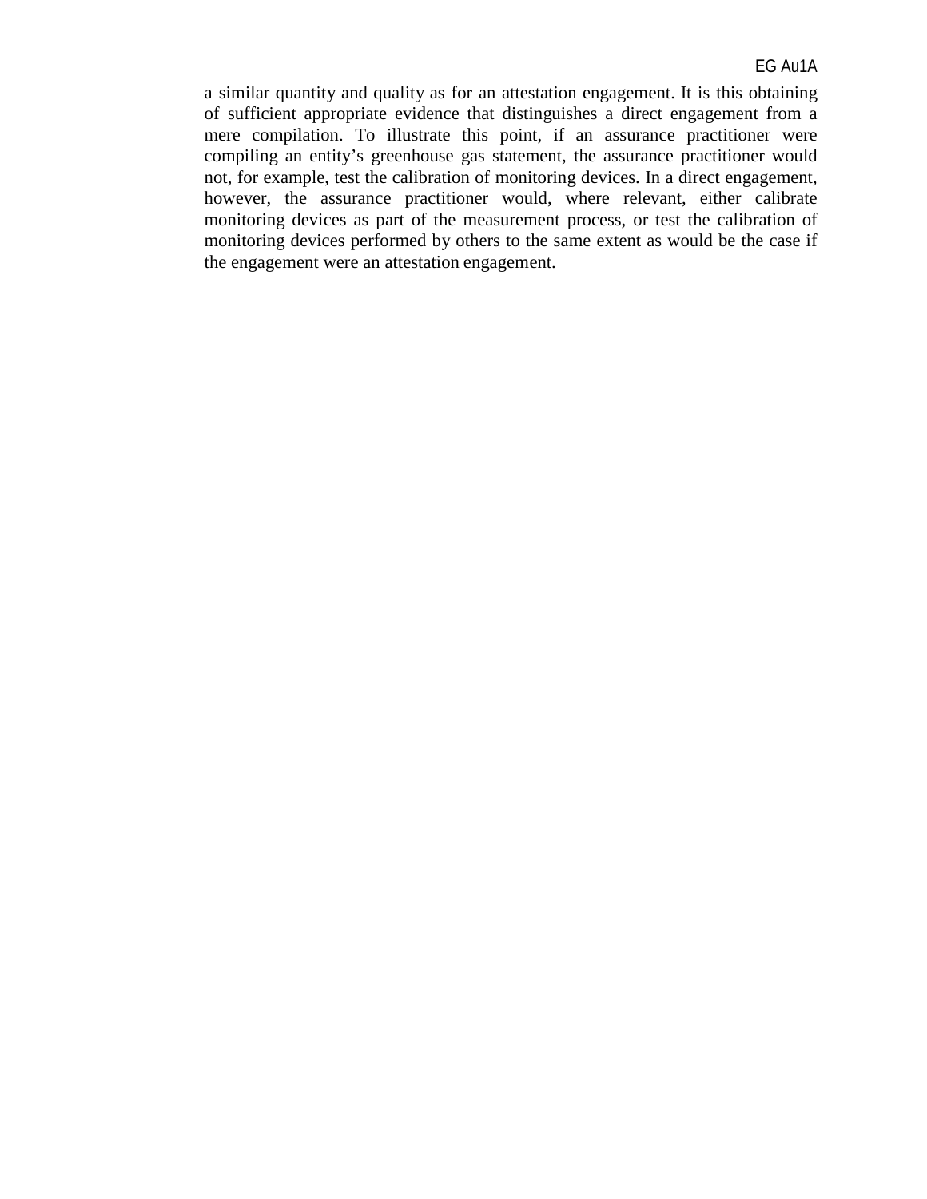a similar quantity and quality as for an attestation engagement. It is this obtaining of sufficient appropriate evidence that distinguishes a direct engagement from a mere compilation. To illustrate this point, if an assurance practitioner were compiling an entity's greenhouse gas statement, the assurance practitioner would not, for example, test the calibration of monitoring devices. In a direct engagement, however, the assurance practitioner would, where relevant, either calibrate monitoring devices as part of the measurement process, or test the calibration of monitoring devices performed by others to the same extent as would be the case if the engagement were an attestation engagement.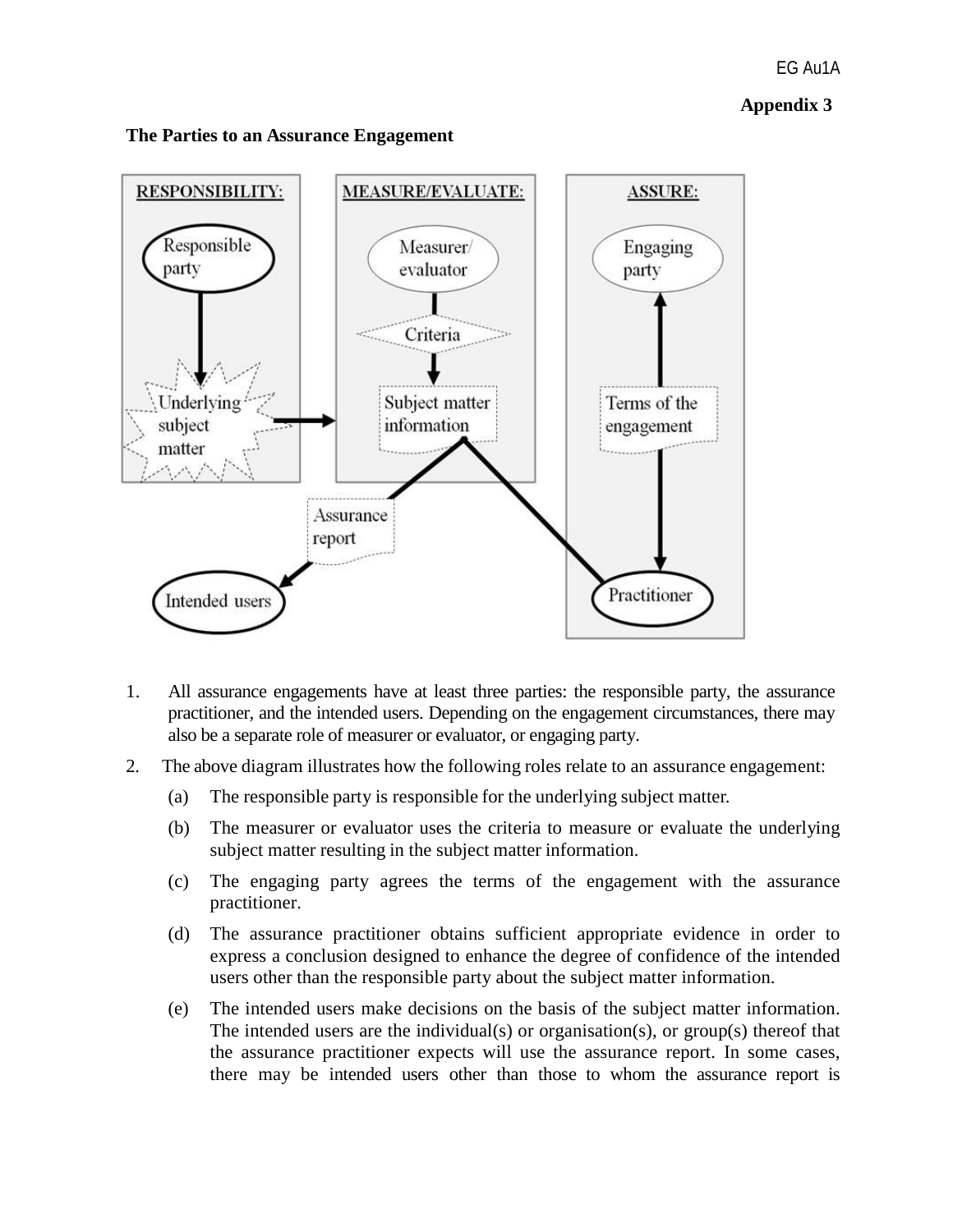**Appendix 3**

**The Parties to an Assurance Engagement**

RESPONSIBILITY:

Responsible party

Underlying subject matter

MEASURE/EVALUATE:

Measurer/ evaluator

Criteria

Subject matter information

ASSURE:

Engaging party

Terms of the engagement

Practitioner

Assurance report

Intended users

1. All assurance engagements have at least three parties: the responsible party, the assurance practitioner, and the intended users. Depending on the engagement circumstances, there may also be a separate role of measurer or evaluator, or engaging party.

2. The above diagram illustrates how the following roles relate to an assurance engagement:

   (a) The responsible party is responsible for the underlying subject matter.

   (b) The measurer or evaluator uses the criteria to measure or evaluate the underlying subject matter resulting in the subject matter information.

   (c) The engaging party agrees the terms of the engagement with the assurance practitioner.

   (d) The assurance practitioner obtains sufficient appropriate evidence in order to express a conclusion designed to enhance the degree of confidence of the intended users other than the responsible party about the subject matter information.

   (e) The intended users make decisions on the basis of the subject matter information. The intended users are the individual(s) or organisation(s), or group(s) thereof that the assurance practitioner expects will use the assurance report. In some cases, there may be intended users other than those to whom the assurance report is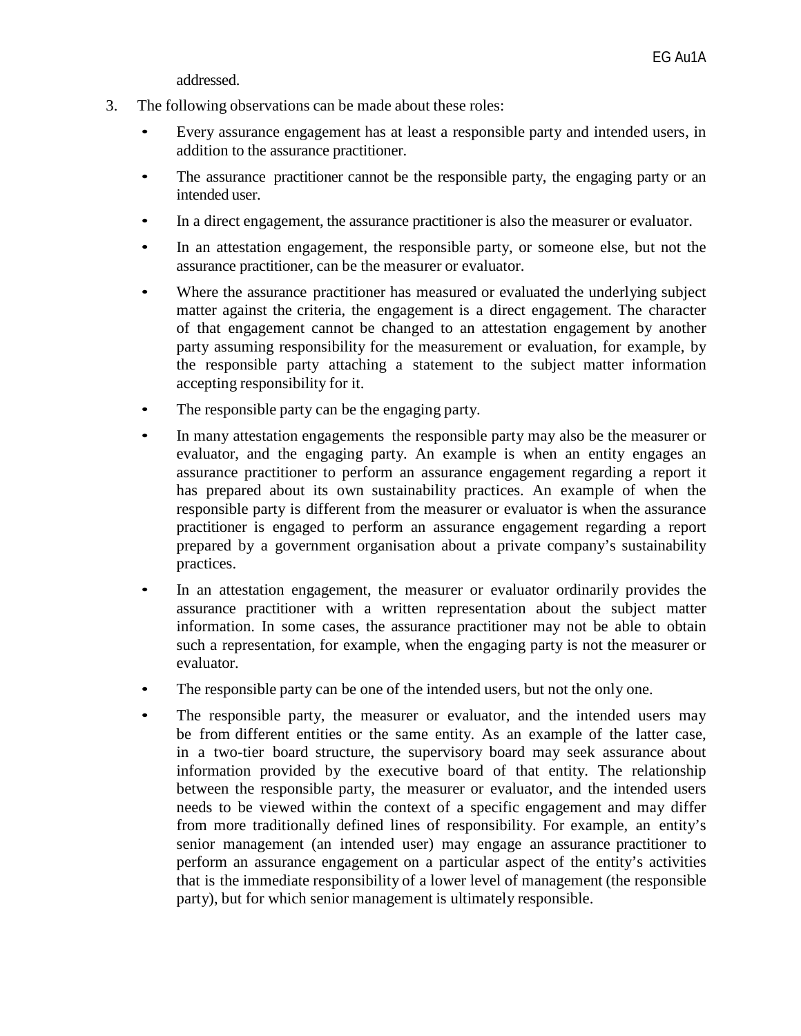addressed.

3. The following observations can be made about these roles:

   - Every assurance engagement has at least a responsible party and intended users, in addition to the assurance practitioner.
   - The assurance practitioner cannot be the responsible party, the engaging party or an intended user.
   - In a direct engagement, the assurance practitioner is also the measurer or evaluator.
   - In an attestation engagement, the responsible party, or someone else, but not the assurance practitioner, can be the measurer or evaluator.
   - Where the assurance practitioner has measured or evaluated the underlying subject matter against the criteria, the engagement is a direct engagement. The character of that engagement cannot be changed to an attestation engagement by another party assuming responsibility for the measurement or evaluation, for example, by the responsible party attaching a statement to the subject matter information accepting responsibility for it.
   - The responsible party can be the engaging party.
   - In many attestation engagements the responsible party may also be the measurer or evaluator, and the engaging party. An example is when an entity engages an assurance practitioner to perform an assurance engagement regarding a report it has prepared about its own sustainability practices. An example of when the responsible party is different from the measurer or evaluator is when the assurance practitioner is engaged to perform an assurance engagement regarding a report prepared by a government organisation about a private company's sustainability practices.
   - In an attestation engagement, the measurer or evaluator ordinarily provides the assurance practitioner with a written representation about the subject matter information. In some cases, the assurance practitioner may not be able to obtain such a representation, for example, when the engaging party is not the measurer or evaluator.
   - The responsible party can be one of the intended users, but not the only one.
   - The responsible party, the measurer or evaluator, and the intended users may be from different entities or the same entity. As an example of the latter case, in a two-tier board structure, the supervisory board may seek assurance about information provided by the executive board of that entity. The relationship between the responsible party, the measurer or evaluator, and the intended users needs to be viewed within the context of a specific engagement and may differ from more traditionally defined lines of responsibility. For example, an entity's senior management (an intended user) may engage an assurance practitioner to perform an assurance engagement on a particular aspect of the entity's activities that is the immediate responsibility of a lower level of management (the responsible party), but for which senior management is ultimately responsible.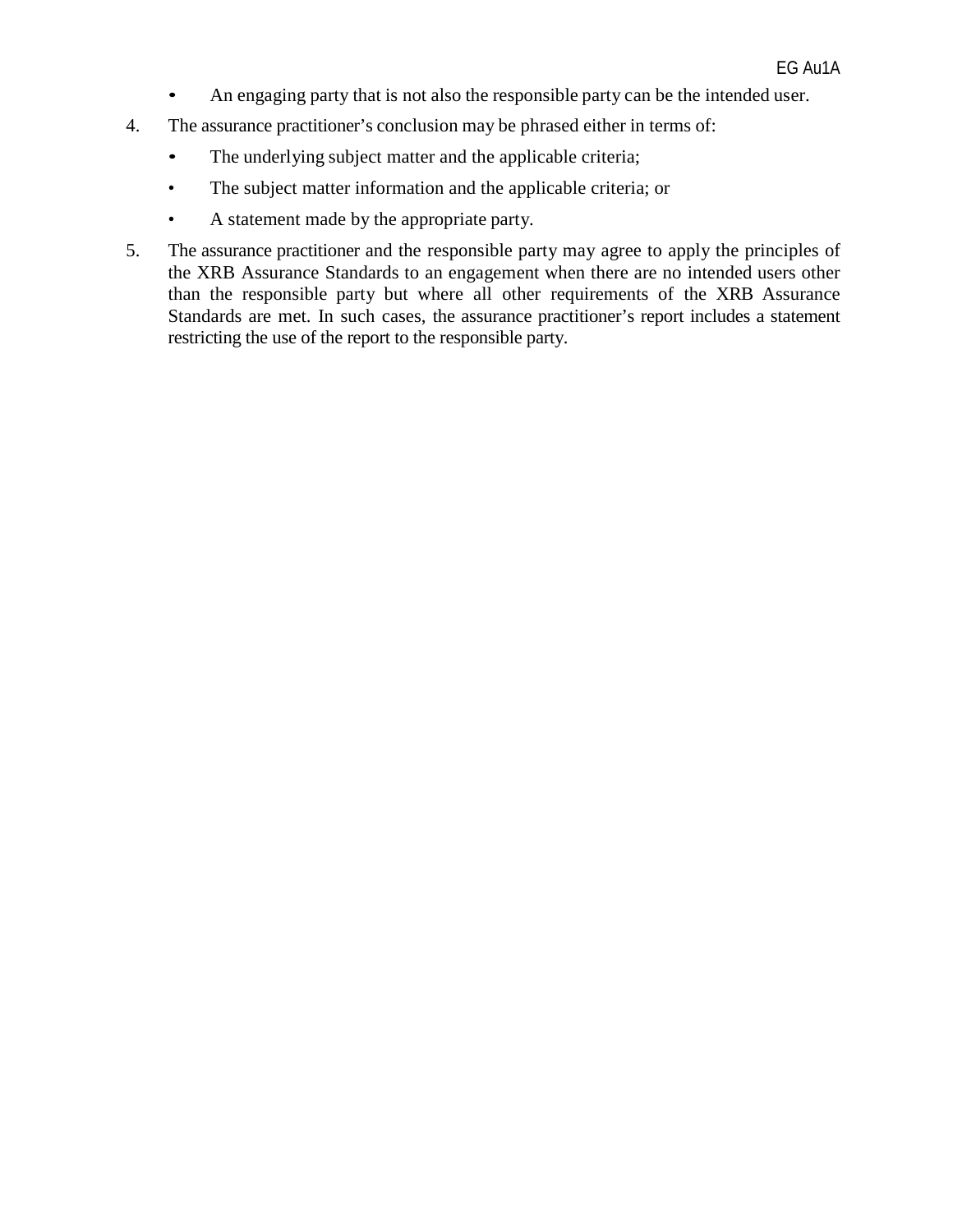- An engaging party that is not also the responsible party can be the intended user.

4. The assurance practitioner's conclusion may be phrased either in terms of:
   - The underlying subject matter and the applicable criteria;
   - The subject matter information and the applicable criteria; or
   - A statement made by the appropriate party.

5. The assurance practitioner and the responsible party may agree to apply the principles of the XRB Assurance Standards to an engagement when there are no intended users other than the responsible party but where all other requirements of the XRB Assurance Standards are met. In such cases, the assurance practitioner's report includes a statement restricting the use of the report to the responsible party.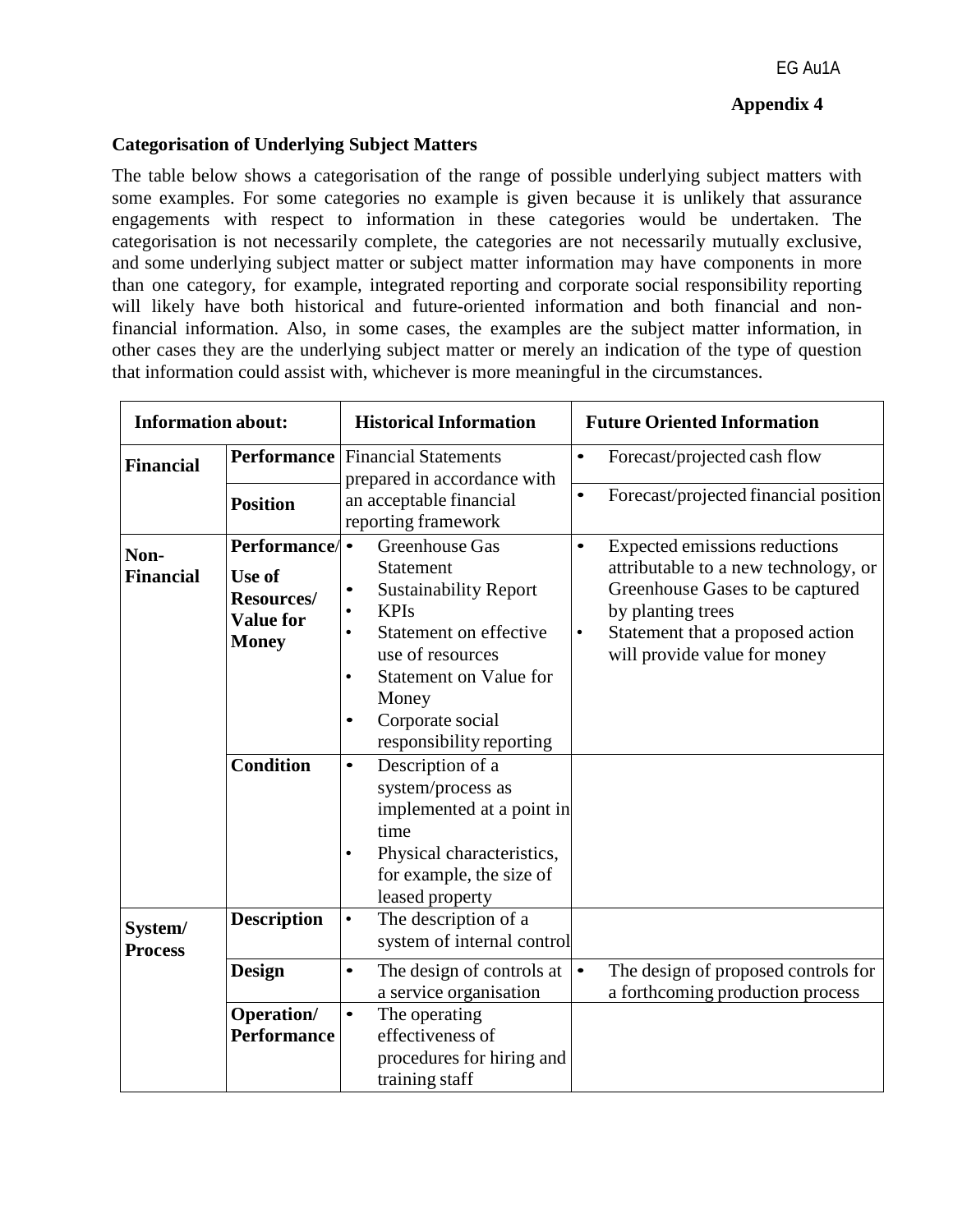EG Au1A

**Appendix 4**

**Categorisation of Underlying Subject Matters**

The table below shows a categorisation of the range of possible underlying subject matters with some examples. For some categories no example is given because it is unlikely that assurance engagements with respect to information in these categories would be undertaken. The categorisation is not necessarily complete, the categories are not necessarily mutually exclusive, and some underlying subject matter or subject matter information may have components in more than one category, for example, integrated reporting and corporate social responsibility reporting will likely have both historical and future-oriented information and both financial and non-financial information. Also, in some cases, the examples are the subject matter information, in other cases they are the underlying subject matter or merely an indication of the type of question that information could assist with, whichever is more meaningful in the circumstances.

| **Information about:** | | **Historical Information** | **Future Oriented Information** |
|---|---|---|---|
| **Financial** | **Performance** | Financial Statements prepared in accordance with an acceptable financial reporting framework | • Forecast/projected cash flow |
| | **Position** | | • Forecast/projected financial position |
| **Non-Financial** | **Performance/ Use of Resources/ Value for Money** | • Greenhouse Gas Statement<br>• Sustainability Report<br>• KPIs<br>• Statement on effective use of resources<br>• Statement on Value for Money<br>• Corporate social responsibility reporting | • Expected emissions reductions attributable to a new technology, or Greenhouse Gases to be captured by planting trees<br>• Statement that a proposed action will provide value for money |
| | **Condition** | • Description of a system/process as implemented at a point in time<br>• Physical characteristics, for example, the size of leased property | |
| **System/ Process** | **Description** | • The description of a system of internal control | |
| | **Design** | • The design of controls at a service organisation | • The design of proposed controls for a forthcoming production process |
| | **Operation/ Performance** | • The operating effectiveness of procedures for hiring and training staff | |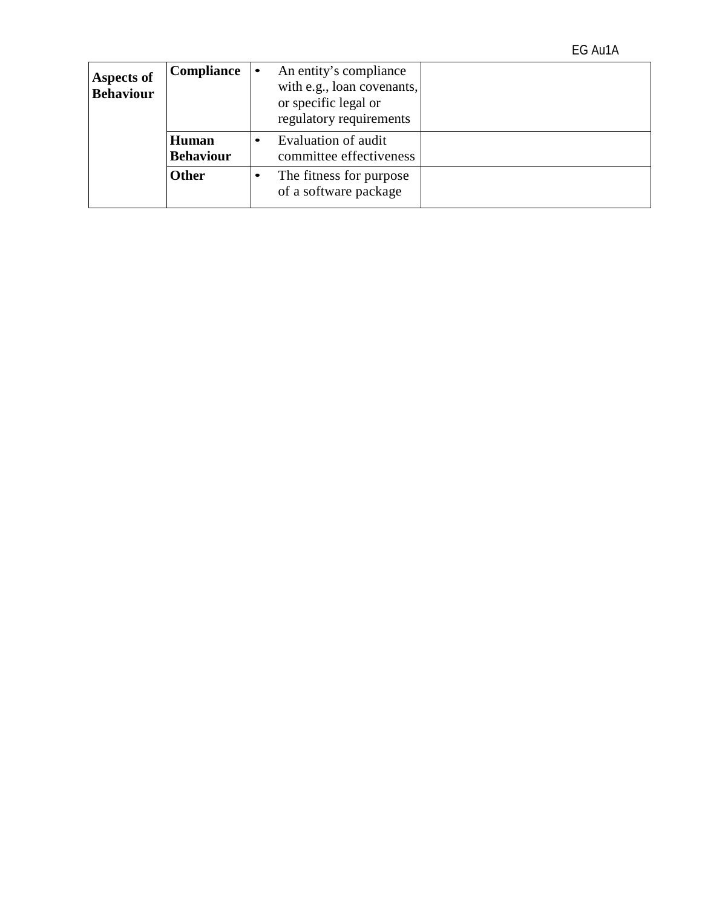| | | | |
|---|---|---|---|
| **Aspects of Behaviour** | **Compliance** | • An entity's compliance with e.g., loan covenants, or specific legal or regulatory requirements | |
| | **Human Behaviour** | • Evaluation of audit committee effectiveness | |
| | **Other** | • The fitness for purpose of a software package | |